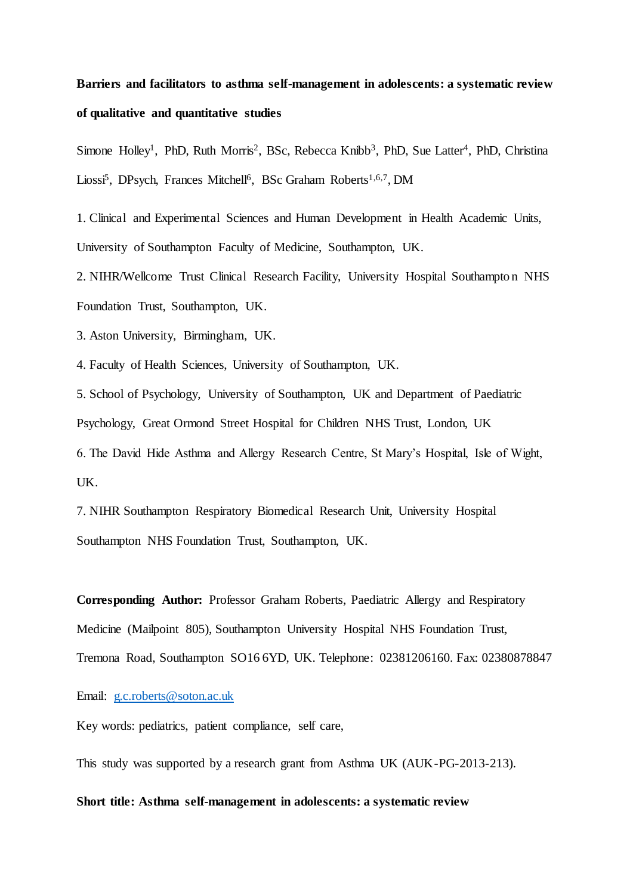**Barriers and facilitators to asthma self-management in adolescents: a systematic review of qualitative and quantitative studies**

Simone Holley[1], PhD, Ruth Morris[2], BSc, Rebecca Knibb[3], PhD, Sue Latter[4], PhD, Christina Liossi[5], DPsych, Frances Mitchell[6], BSc Graham Roberts[1,6,7], DM

1. Clinical and Experimental Sciences and Human Development in Health Academic Units, University of Southampton Faculty of Medicine, Southampton, UK.
2. NIHR/Wellcome Trust Clinical Research Facility, University Hospital Southampton NHS Foundation Trust, Southampton, UK.
3. Aston University, Birmingham, UK.
4. Faculty of Health Sciences, University of Southampton, UK.
5. School of Psychology, University of Southampton, UK and Department of Paediatric Psychology, Great Ormond Street Hospital for Children NHS Trust, London, UK
6. The David Hide Asthma and Allergy Research Centre, St Mary's Hospital, Isle of Wight, UK.
7. NIHR Southampton Respiratory Biomedical Research Unit, University Hospital Southampton NHS Foundation Trust, Southampton, UK.

**Corresponding Author:** Professor Graham Roberts, Paediatric Allergy and Respiratory Medicine (Mailpoint 805), Southampton University Hospital NHS Foundation Trust, Tremona Road, Southampton SO16 6YD, UK. Telephone: 02381206160. Fax: 02380878847

Email: g.c.roberts@soton.ac.uk

Key words: pediatrics, patient compliance, self care,

This study was supported by a research grant from Asthma UK (AUK-PG-2013-213).

**Short title: Asthma self-management in adolescents: a systematic review**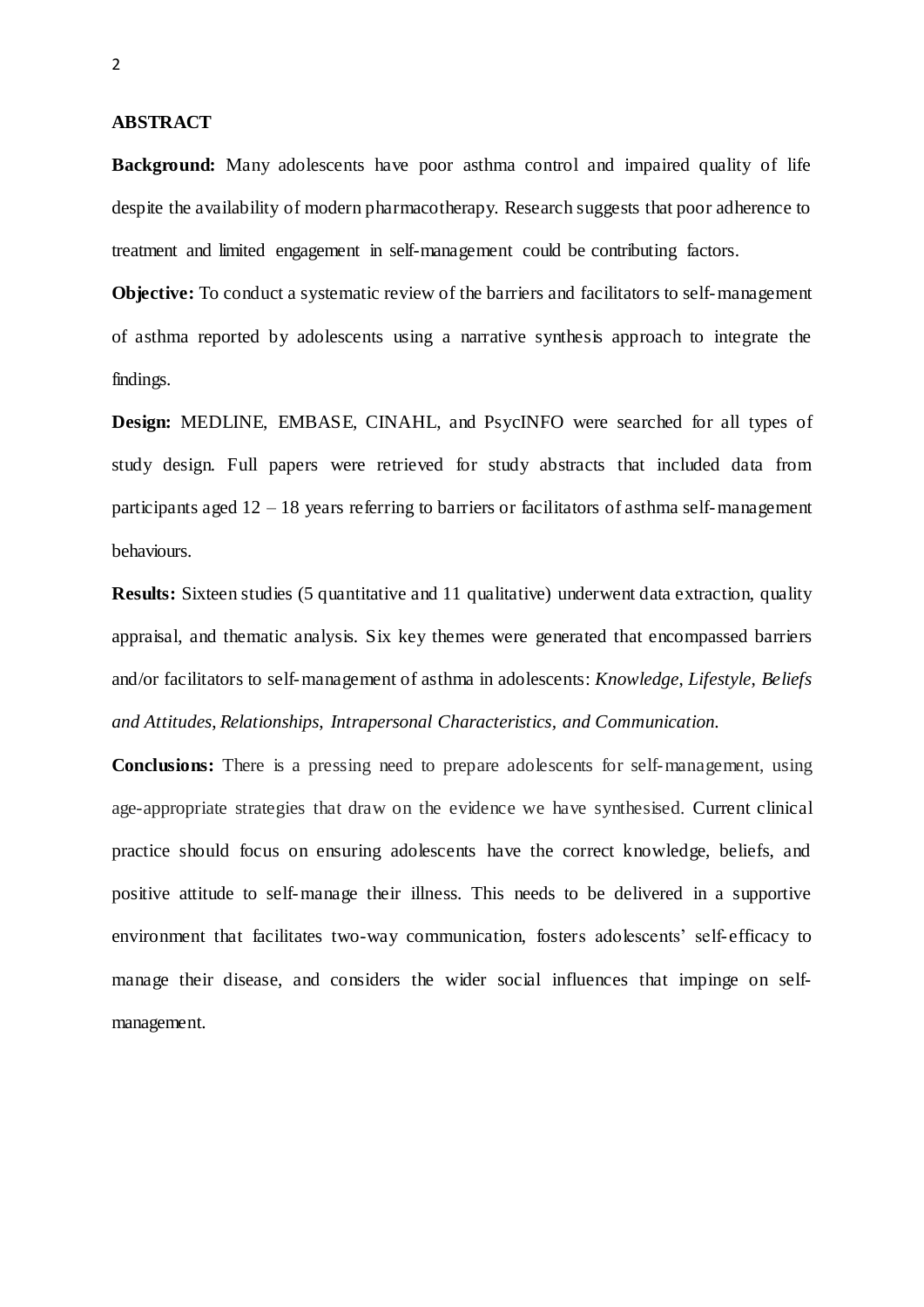## ABSTRACT

**Background:** Many adolescents have poor asthma control and impaired quality of life despite the availability of modern pharmacotherapy. Research suggests that poor adherence to treatment and limited engagement in self-management could be contributing factors.

**Objective:** To conduct a systematic review of the barriers and facilitators to self-management of asthma reported by adolescents using a narrative synthesis approach to integrate the findings.

**Design:** MEDLINE, EMBASE, CINAHL, and PsycINFO were searched for all types of study design. Full papers were retrieved for study abstracts that included data from participants aged 12 – 18 years referring to barriers or facilitators of asthma self-management behaviours.

**Results:** Sixteen studies (5 quantitative and 11 qualitative) underwent data extraction, quality appraisal, and thematic analysis. Six key themes were generated that encompassed barriers and/or facilitators to self-management of asthma in adolescents: *Knowledge*, *Lifestyle*, *Beliefs and Attitudes*, *Relationships*, *Intrapersonal Characteristics, and Communication.*

**Conclusions:** There is a pressing need to prepare adolescents for self-management, using age-appropriate strategies that draw on the evidence we have synthesised. Current clinical practice should focus on ensuring adolescents have the correct knowledge, beliefs, and positive attitude to self-manage their illness. This needs to be delivered in a supportive environment that facilitates two-way communication, fosters adolescents' self-efficacy to manage their disease, and considers the wider social influences that impinge on self-management.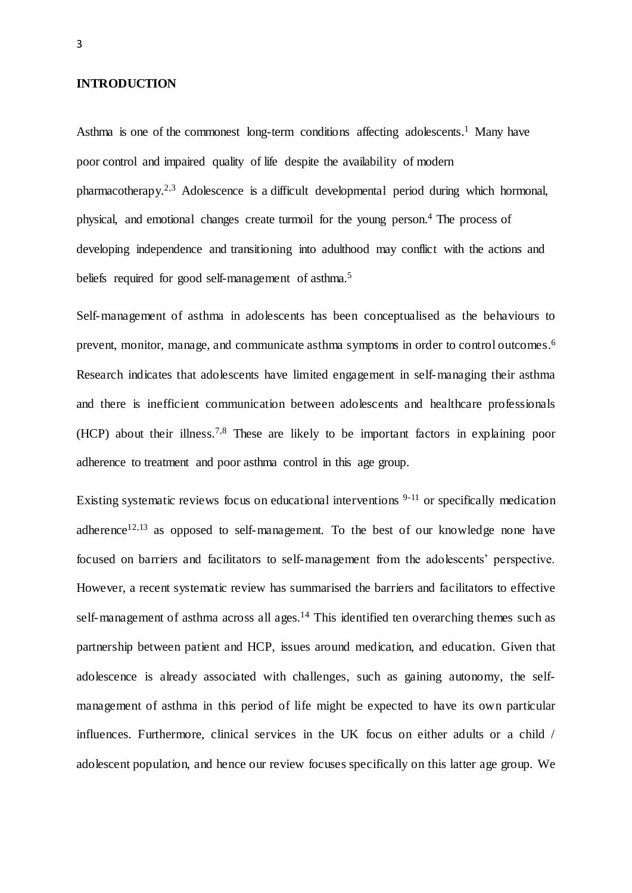## INTRODUCTION

Asthma is one of the commonest long-term conditions affecting adolescents.[1] Many have poor control and impaired quality of life despite the availability of modern pharmacotherapy.[2,3] Adolescence is a difficult developmental period during which hormonal, physical, and emotional changes create turmoil for the young person.[4] The process of developing independence and transitioning into adulthood may conflict with the actions and beliefs required for good self-management of asthma.[5]

Self-management of asthma in adolescents has been conceptualised as the behaviours to prevent, monitor, manage, and communicate asthma symptoms in order to control outcomes.[6] Research indicates that adolescents have limited engagement in self-managing their asthma and there is inefficient communication between adolescents and healthcare professionals (HCP) about their illness.[7,8] These are likely to be important factors in explaining poor adherence to treatment and poor asthma control in this age group.

Existing systematic reviews focus on educational interventions [9-11] or specifically medication adherence[12,13] as opposed to self-management. To the best of our knowledge none have focused on barriers and facilitators to self-management from the adolescents' perspective. However, a recent systematic review has summarised the barriers and facilitators to effective self-management of asthma across all ages.[14] This identified ten overarching themes such as partnership between patient and HCP, issues around medication, and education. Given that adolescence is already associated with challenges, such as gaining autonomy, the self-management of asthma in this period of life might be expected to have its own particular influences. Furthermore, clinical services in the UK focus on either adults or a child / adolescent population, and hence our review focuses specifically on this latter age group. We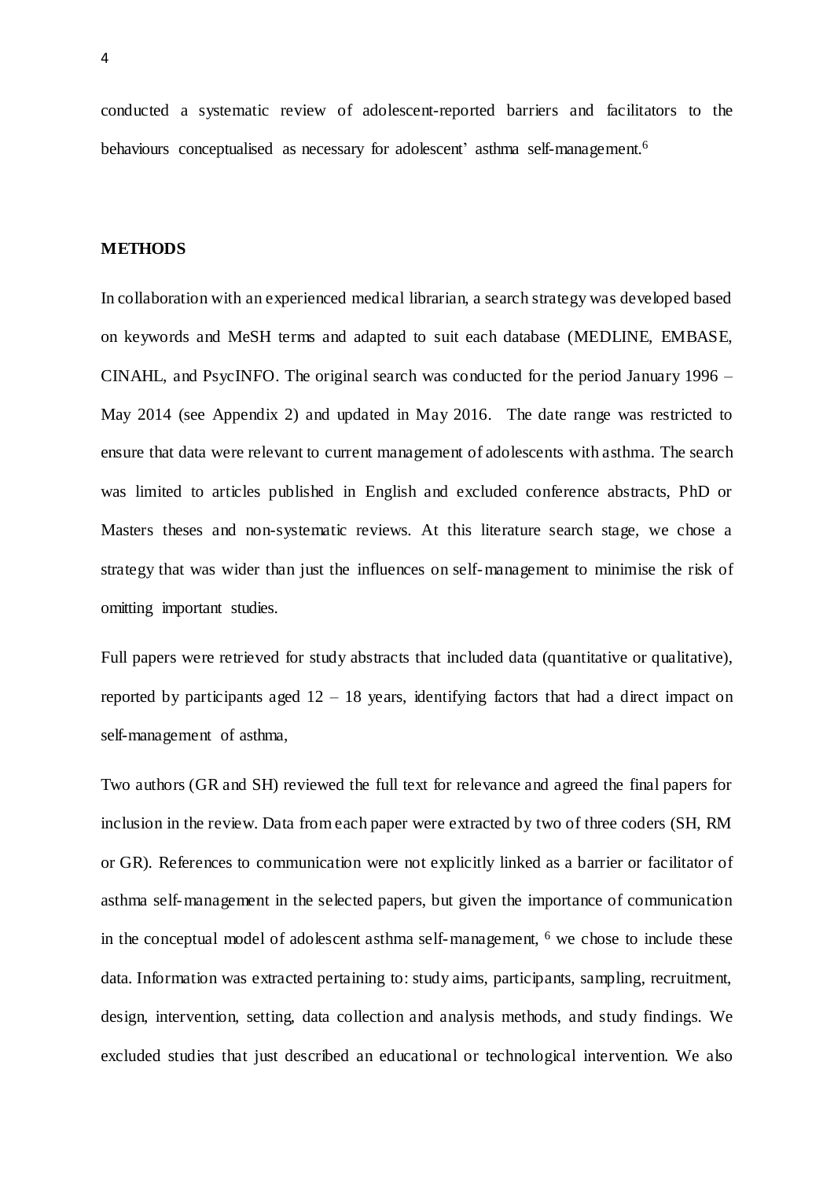conducted a systematic review of adolescent-reported barriers and facilitators to the behaviours conceptualised as necessary for adolescent' asthma self-management.[6]

## METHODS

In collaboration with an experienced medical librarian, a search strategy was developed based on keywords and MeSH terms and adapted to suit each database (MEDLINE, EMBASE, CINAHL, and PsycINFO. The original search was conducted for the period January 1996 – May 2014 (see Appendix 2) and updated in May 2016. The date range was restricted to ensure that data were relevant to current management of adolescents with asthma. The search was limited to articles published in English and excluded conference abstracts, PhD or Masters theses and non-systematic reviews. At this literature search stage, we chose a strategy that was wider than just the influences on self-management to minimise the risk of omitting important studies.

Full papers were retrieved for study abstracts that included data (quantitative or qualitative), reported by participants aged 12 – 18 years, identifying factors that had a direct impact on self-management of asthma,

Two authors (GR and SH) reviewed the full text for relevance and agreed the final papers for inclusion in the review. Data from each paper were extracted by two of three coders (SH, RM or GR). References to communication were not explicitly linked as a barrier or facilitator of asthma self-management in the selected papers, but given the importance of communication in the conceptual model of adolescent asthma self-management, [6] we chose to include these data. Information was extracted pertaining to: study aims, participants, sampling, recruitment, design, intervention, setting, data collection and analysis methods, and study findings. We excluded studies that just described an educational or technological intervention. We also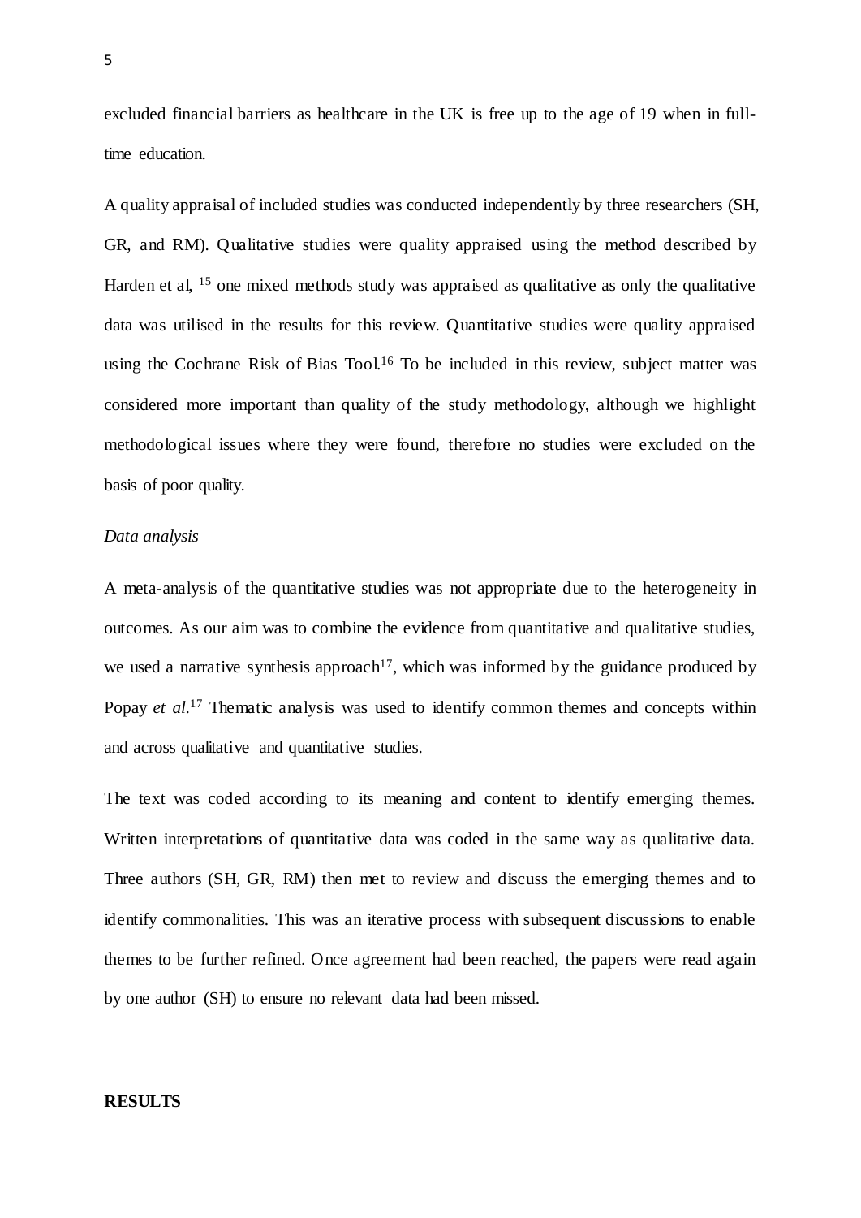excluded financial barriers as healthcare in the UK is free up to the age of 19 when in full-time education.

A quality appraisal of included studies was conducted independently by three researchers (SH, GR, and RM). Qualitative studies were quality appraised using the method described by Harden et al, [15] one mixed methods study was appraised as qualitative as only the qualitative data was utilised in the results for this review. Quantitative studies were quality appraised using the Cochrane Risk of Bias Tool.[16] To be included in this review, subject matter was considered more important than quality of the study methodology, although we highlight methodological issues where they were found, therefore no studies were excluded on the basis of poor quality.

*Data analysis*

A meta-analysis of the quantitative studies was not appropriate due to the heterogeneity in outcomes. As our aim was to combine the evidence from quantitative and qualitative studies, we used a narrative synthesis approach[17], which was informed by the guidance produced by Popay *et al*.[17] Thematic analysis was used to identify common themes and concepts within and across qualitative and quantitative studies.

The text was coded according to its meaning and content to identify emerging themes. Written interpretations of quantitative data was coded in the same way as qualitative data. Three authors (SH, GR, RM) then met to review and discuss the emerging themes and to identify commonalities. This was an iterative process with subsequent discussions to enable themes to be further refined. Once agreement had been reached, the papers were read again by one author (SH) to ensure no relevant data had been missed.

**RESULTS**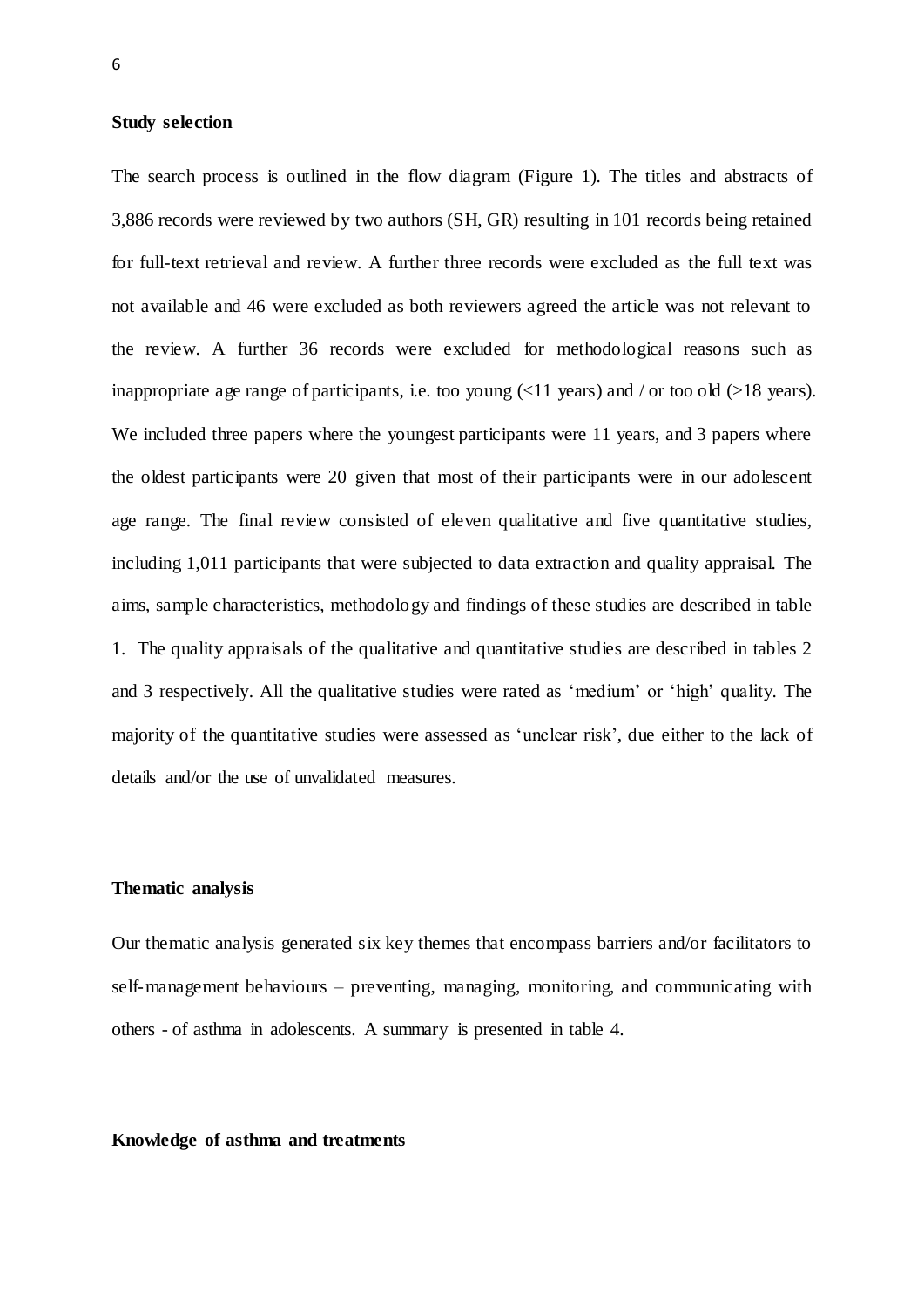**Study selection**

The search process is outlined in the flow diagram (Figure 1). The titles and abstracts of 3,886 records were reviewed by two authors (SH, GR) resulting in 101 records being retained for full-text retrieval and review. A further three records were excluded as the full text was not available and 46 were excluded as both reviewers agreed the article was not relevant to the review. A further 36 records were excluded for methodological reasons such as inappropriate age range of participants, i.e. too young (<11 years) and / or too old (>18 years). We included three papers where the youngest participants were 11 years, and 3 papers where the oldest participants were 20 given that most of their participants were in our adolescent age range. The final review consisted of eleven qualitative and five quantitative studies, including 1,011 participants that were subjected to data extraction and quality appraisal. The aims, sample characteristics, methodology and findings of these studies are described in table 1. The quality appraisals of the qualitative and quantitative studies are described in tables 2 and 3 respectively. All the qualitative studies were rated as 'medium' or 'high' quality. The majority of the quantitative studies were assessed as 'unclear risk', due either to the lack of details and/or the use of unvalidated measures.

**Thematic analysis**

Our thematic analysis generated six key themes that encompass barriers and/or facilitators to self-management behaviours – preventing, managing, monitoring, and communicating with others - of asthma in adolescents. A summary is presented in table 4.

**Knowledge of asthma and treatments**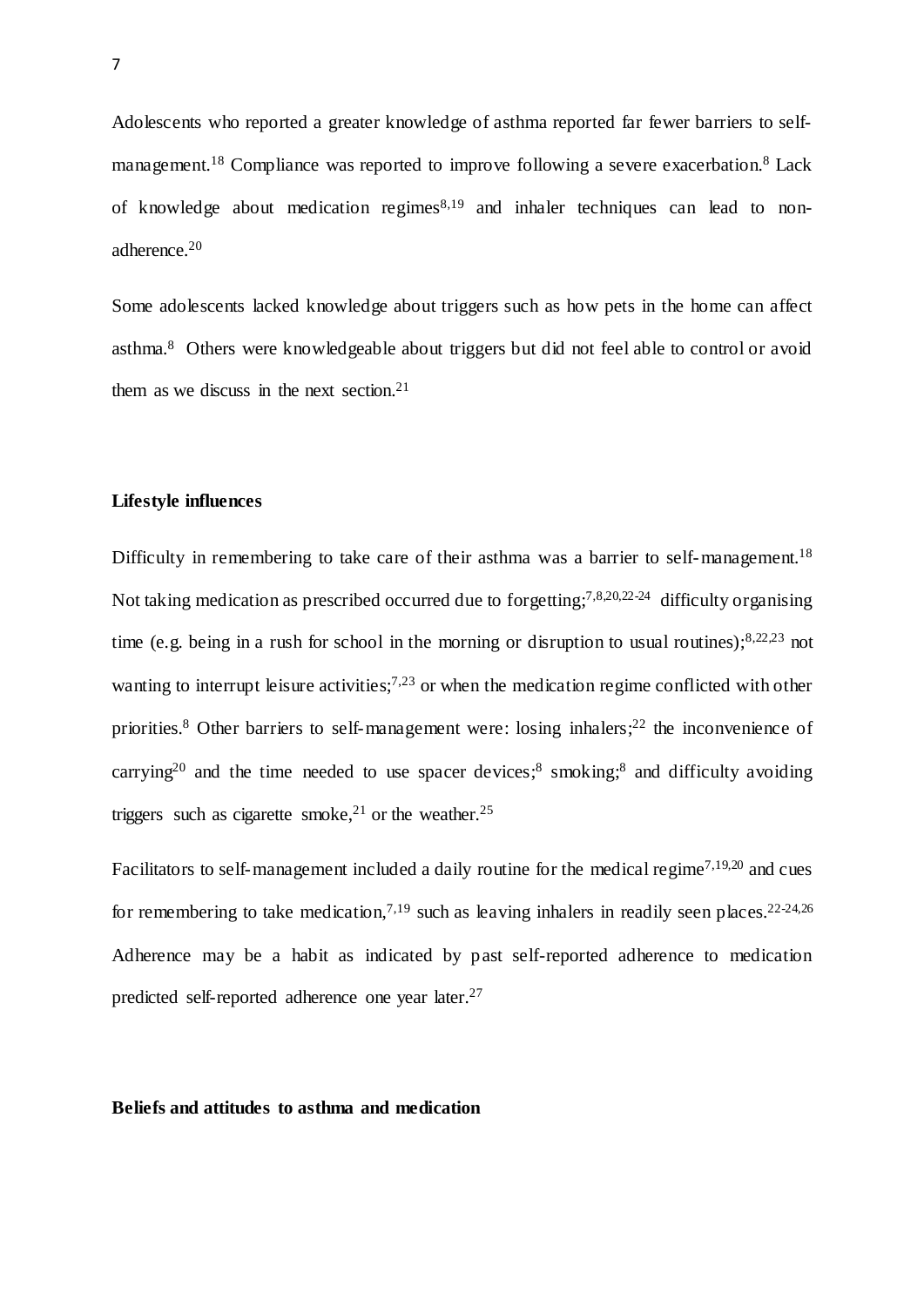Adolescents who reported a greater knowledge of asthma reported far fewer barriers to self-management.[18] Compliance was reported to improve following a severe exacerbation.[8] Lack of knowledge about medication regimes[8,19] and inhaler techniques can lead to non-adherence.[20]

Some adolescents lacked knowledge about triggers such as how pets in the home can affect asthma.[8] Others were knowledgeable about triggers but did not feel able to control or avoid them as we discuss in the next section.[21]

## Lifestyle influences

Difficulty in remembering to take care of their asthma was a barrier to self-management.[18] Not taking medication as prescribed occurred due to forgetting;[7,8,20,22-24] difficulty organising time (e.g. being in a rush for school in the morning or disruption to usual routines);[8,22,23] not wanting to interrupt leisure activities;[7,23] or when the medication regime conflicted with other priorities.[8] Other barriers to self-management were: losing inhalers;[22] the inconvenience of carrying[20] and the time needed to use spacer devices;[8] smoking;[8] and difficulty avoiding triggers such as cigarette smoke,[21] or the weather.[25]

Facilitators to self-management included a daily routine for the medical regime[7,19,20] and cues for remembering to take medication,[7,19] such as leaving inhalers in readily seen places.[22-24,26] Adherence may be a habit as indicated by past self-reported adherence to medication predicted self-reported adherence one year later.[27]

## Beliefs and attitudes to asthma and medication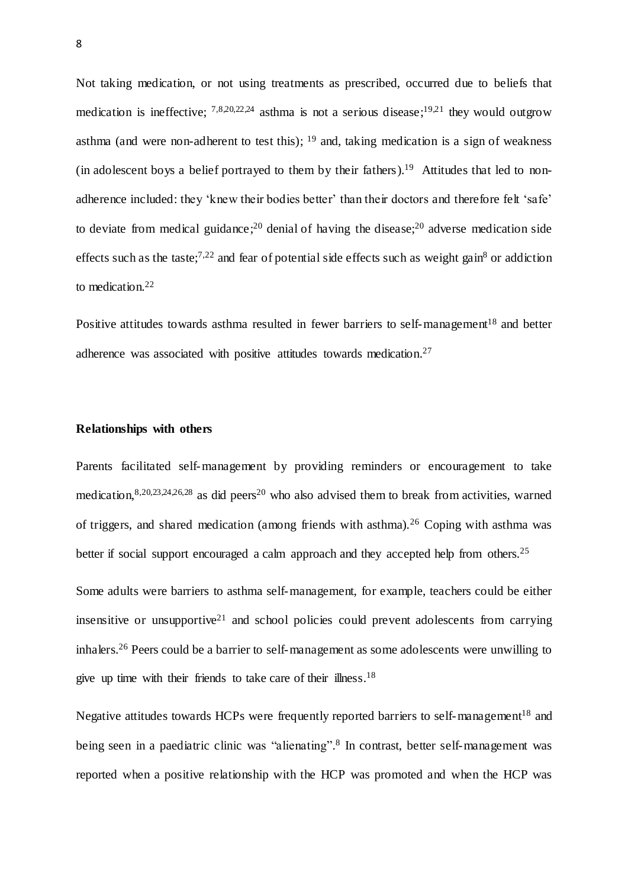Not taking medication, or not using treatments as prescribed, occurred due to beliefs that medication is ineffective; [7,8,20,22,24] asthma is not a serious disease;[19,21] they would outgrow asthma (and were non-adherent to test this); [19] and, taking medication is a sign of weakness (in adolescent boys a belief portrayed to them by their fathers).[19] Attitudes that led to non-adherence included: they 'knew their bodies better' than their doctors and therefore felt 'safe' to deviate from medical guidance;[20] denial of having the disease;[20] adverse medication side effects such as the taste;[7,22] and fear of potential side effects such as weight gain[8] or addiction to medication.[22]

Positive attitudes towards asthma resulted in fewer barriers to self-management[18] and better adherence was associated with positive attitudes towards medication.[27]

**Relationships with others**

Parents facilitated self-management by providing reminders or encouragement to take medication,[8,20,23,24,26,28] as did peers[20] who also advised them to break from activities, warned of triggers, and shared medication (among friends with asthma).[26] Coping with asthma was better if social support encouraged a calm approach and they accepted help from others.[25]

Some adults were barriers to asthma self-management, for example, teachers could be either insensitive or unsupportive[21] and school policies could prevent adolescents from carrying inhalers.[26] Peers could be a barrier to self-management as some adolescents were unwilling to give up time with their friends to take care of their illness.[18]

Negative attitudes towards HCPs were frequently reported barriers to self-management[18] and being seen in a paediatric clinic was "alienating".[8] In contrast, better self-management was reported when a positive relationship with the HCP was promoted and when the HCP was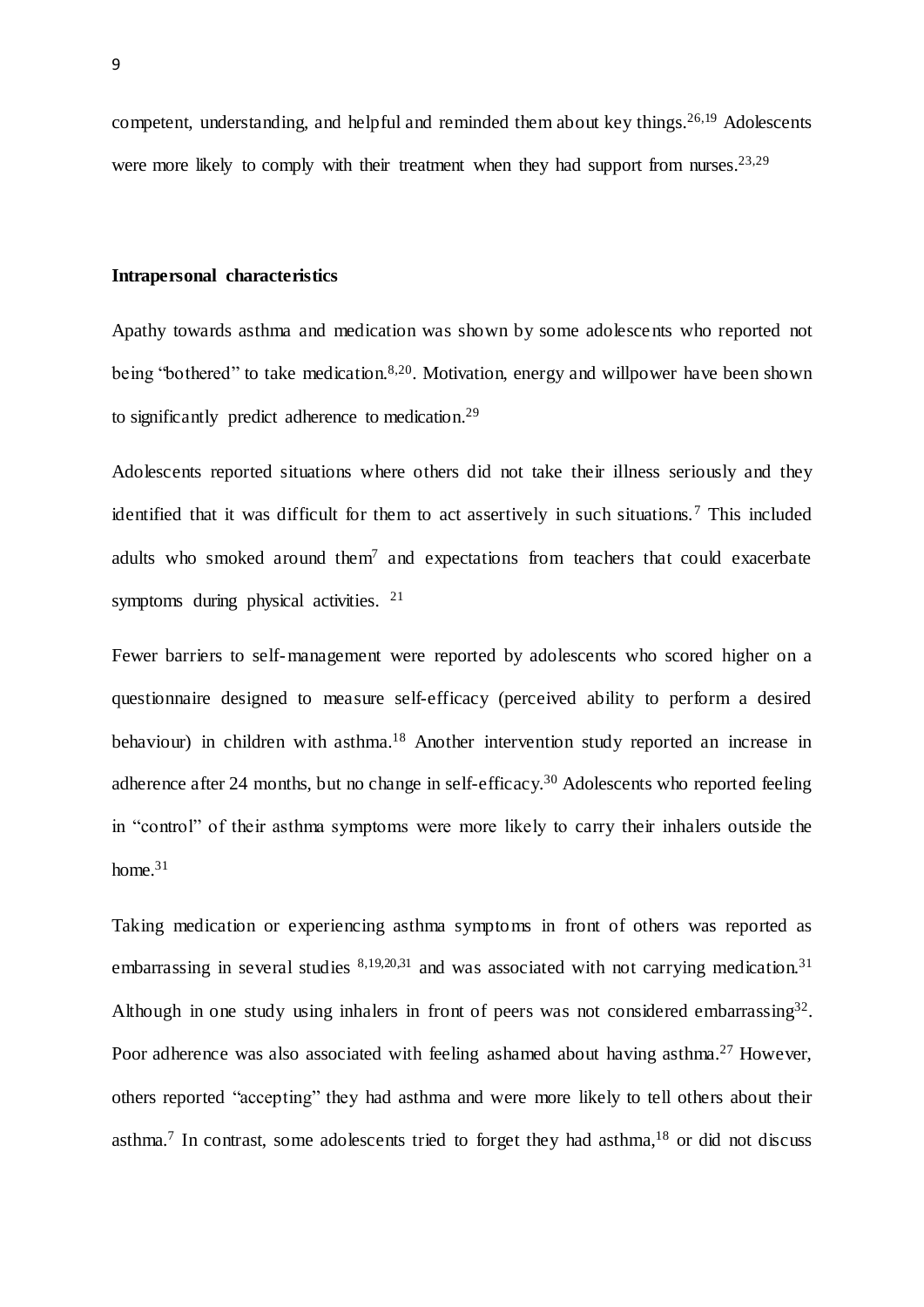competent, understanding, and helpful and reminded them about key things.[26,19] Adolescents were more likely to comply with their treatment when they had support from nurses.[23,29]

**Intrapersonal characteristics**

Apathy towards asthma and medication was shown by some adolescents who reported not being "bothered" to take medication.[8,20]. Motivation, energy and willpower have been shown to significantly predict adherence to medication.[29]

Adolescents reported situations where others did not take their illness seriously and they identified that it was difficult for them to act assertively in such situations.[7] This included adults who smoked around them[7] and expectations from teachers that could exacerbate symptoms during physical activities. [21]

Fewer barriers to self-management were reported by adolescents who scored higher on a questionnaire designed to measure self-efficacy (perceived ability to perform a desired behaviour) in children with asthma.[18] Another intervention study reported an increase in adherence after 24 months, but no change in self-efficacy.[30] Adolescents who reported feeling in "control" of their asthma symptoms were more likely to carry their inhalers outside the home.[31]

Taking medication or experiencing asthma symptoms in front of others was reported as embarrassing in several studies [8,19,20,31] and was associated with not carrying medication.[31] Although in one study using inhalers in front of peers was not considered embarrassing[32]. Poor adherence was also associated with feeling ashamed about having asthma.[27] However, others reported "accepting" they had asthma and were more likely to tell others about their asthma.[7] In contrast, some adolescents tried to forget they had asthma,[18] or did not discuss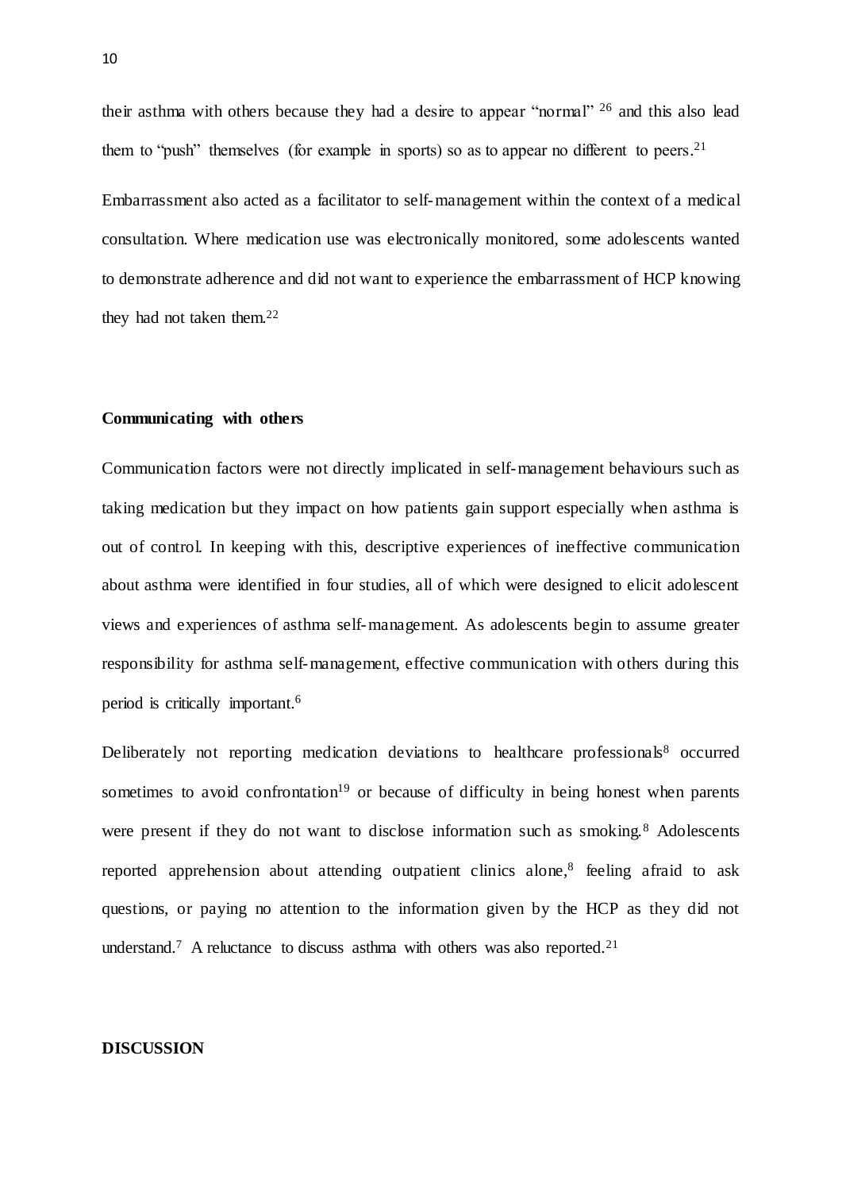their asthma with others because they had a desire to appear "normal" [26] and this also lead them to "push" themselves (for example in sports) so as to appear no different to peers.[21]

Embarrassment also acted as a facilitator to self-management within the context of a medical consultation. Where medication use was electronically monitored, some adolescents wanted to demonstrate adherence and did not want to experience the embarrassment of HCP knowing they had not taken them.[22]

### Communicating with others

Communication factors were not directly implicated in self-management behaviours such as taking medication but they impact on how patients gain support especially when asthma is out of control. In keeping with this, descriptive experiences of ineffective communication about asthma were identified in four studies, all of which were designed to elicit adolescent views and experiences of asthma self-management. As adolescents begin to assume greater responsibility for asthma self-management, effective communication with others during this period is critically important.[6]

Deliberately not reporting medication deviations to healthcare professionals[8] occurred sometimes to avoid confrontation[19] or because of difficulty in being honest when parents were present if they do not want to disclose information such as smoking.[8] Adolescents reported apprehension about attending outpatient clinics alone,[8] feeling afraid to ask questions, or paying no attention to the information given by the HCP as they did not understand.[7] A reluctance to discuss asthma with others was also reported.[21]

## DISCUSSION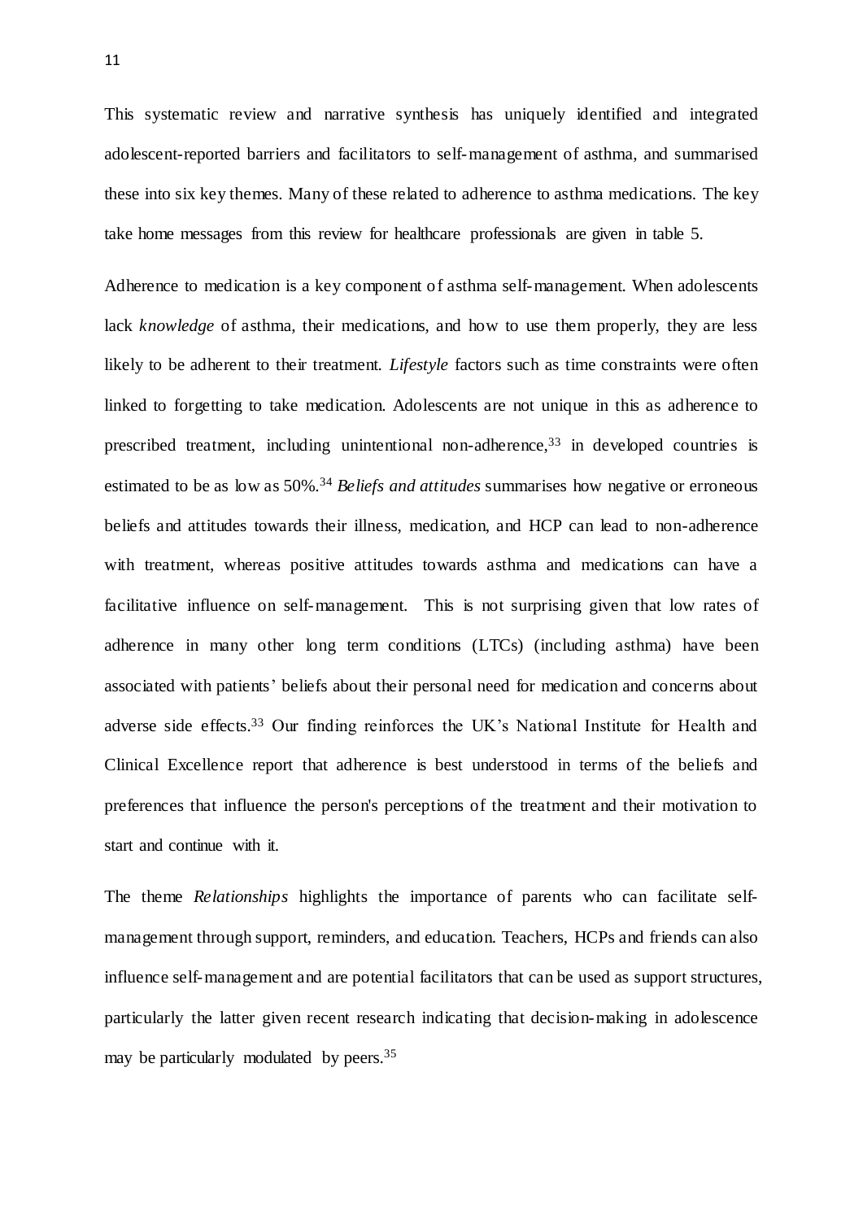This systematic review and narrative synthesis has uniquely identified and integrated adolescent-reported barriers and facilitators to self-management of asthma, and summarised these into six key themes. Many of these related to adherence to asthma medications. The key take home messages from this review for healthcare professionals are given in table 5.

Adherence to medication is a key component of asthma self-management. When adolescents lack *knowledge* of asthma, their medications, and how to use them properly, they are less likely to be adherent to their treatment. *Lifestyle* factors such as time constraints were often linked to forgetting to take medication. Adolescents are not unique in this as adherence to prescribed treatment, including unintentional non-adherence,[33] in developed countries is estimated to be as low as 50%.[34] *Beliefs and attitudes* summarises how negative or erroneous beliefs and attitudes towards their illness, medication, and HCP can lead to non-adherence with treatment, whereas positive attitudes towards asthma and medications can have a facilitative influence on self-management. This is not surprising given that low rates of adherence in many other long term conditions (LTCs) (including asthma) have been associated with patients' beliefs about their personal need for medication and concerns about adverse side effects.[33] Our finding reinforces the UK's National Institute for Health and Clinical Excellence report that adherence is best understood in terms of the beliefs and preferences that influence the person's perceptions of the treatment and their motivation to start and continue with it.

The theme *Relationships* highlights the importance of parents who can facilitate self-management through support, reminders, and education. Teachers, HCPs and friends can also influence self-management and are potential facilitators that can be used as support structures, particularly the latter given recent research indicating that decision-making in adolescence may be particularly modulated by peers.[35]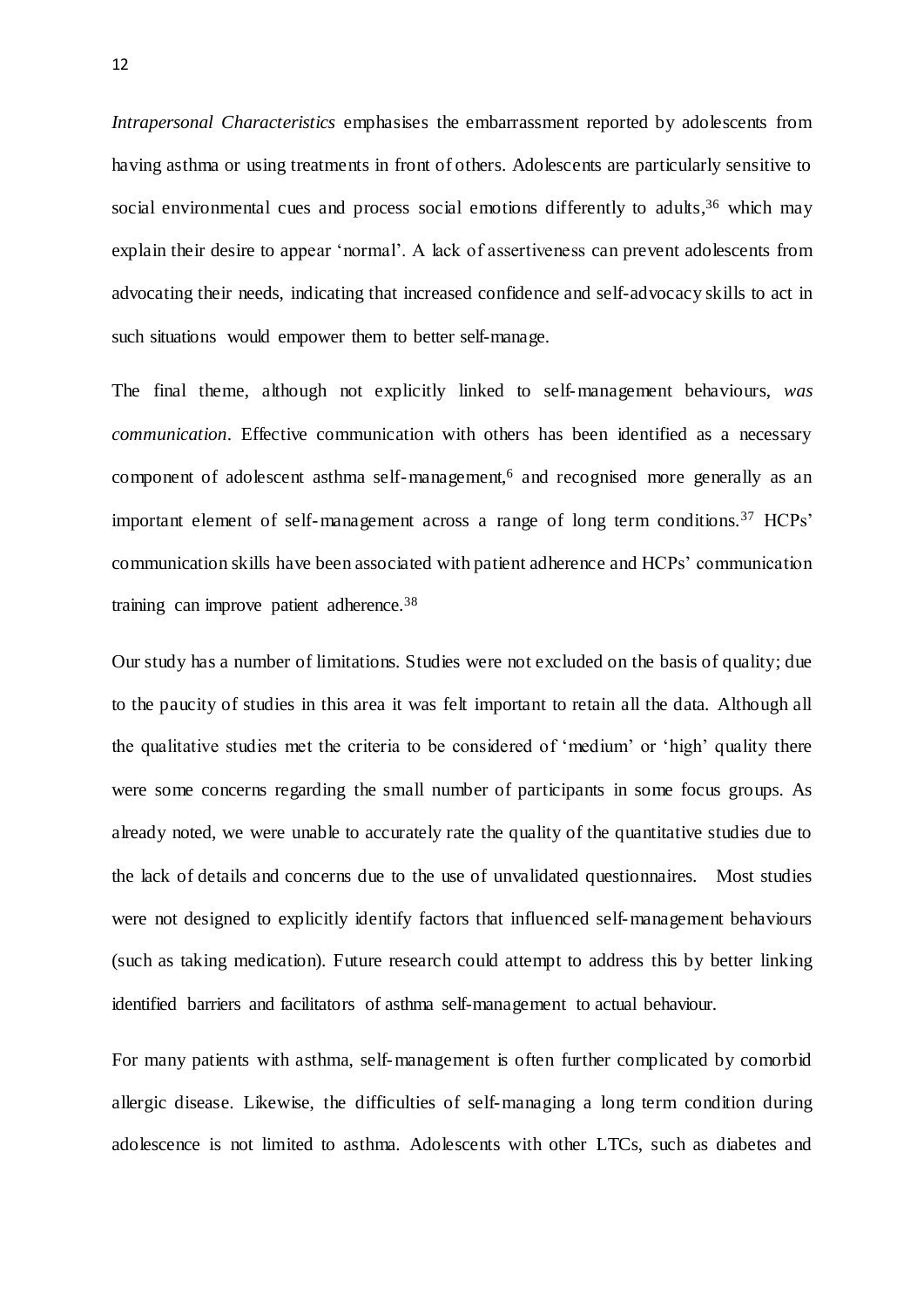*Intrapersonal Characteristics* emphasises the embarrassment reported by adolescents from having asthma or using treatments in front of others. Adolescents are particularly sensitive to social environmental cues and process social emotions differently to adults,[36] which may explain their desire to appear 'normal'. A lack of assertiveness can prevent adolescents from advocating their needs, indicating that increased confidence and self-advocacy skills to act in such situations would empower them to better self-manage.

The final theme, although not explicitly linked to self-management behaviours, *was communication*. Effective communication with others has been identified as a necessary component of adolescent asthma self-management,[6] and recognised more generally as an important element of self-management across a range of long term conditions.[37] HCPs' communication skills have been associated with patient adherence and HCPs' communication training can improve patient adherence.[38]

Our study has a number of limitations. Studies were not excluded on the basis of quality; due to the paucity of studies in this area it was felt important to retain all the data. Although all the qualitative studies met the criteria to be considered of 'medium' or 'high' quality there were some concerns regarding the small number of participants in some focus groups. As already noted, we were unable to accurately rate the quality of the quantitative studies due to the lack of details and concerns due to the use of unvalidated questionnaires. Most studies were not designed to explicitly identify factors that influenced self-management behaviours (such as taking medication). Future research could attempt to address this by better linking identified barriers and facilitators of asthma self-management to actual behaviour.

For many patients with asthma, self-management is often further complicated by comorbid allergic disease. Likewise, the difficulties of self-managing a long term condition during adolescence is not limited to asthma. Adolescents with other LTCs, such as diabetes and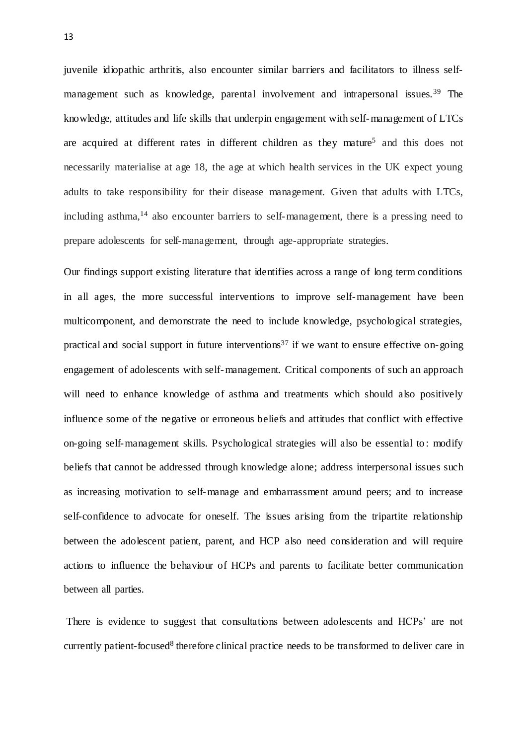juvenile idiopathic arthritis, also encounter similar barriers and facilitators to illness self-management such as knowledge, parental involvement and intrapersonal issues.[39] The knowledge, attitudes and life skills that underpin engagement with self-management of LTCs are acquired at different rates in different children as they mature[5] and this does not necessarily materialise at age 18, the age at which health services in the UK expect young adults to take responsibility for their disease management. Given that adults with LTCs, including asthma,[14] also encounter barriers to self-management, there is a pressing need to prepare adolescents for self-management, through age-appropriate strategies.

Our findings support existing literature that identifies across a range of long term conditions in all ages, the more successful interventions to improve self-management have been multicomponent, and demonstrate the need to include knowledge, psychological strategies, practical and social support in future interventions[37] if we want to ensure effective on-going engagement of adolescents with self-management. Critical components of such an approach will need to enhance knowledge of asthma and treatments which should also positively influence some of the negative or erroneous beliefs and attitudes that conflict with effective on-going self-management skills. Psychological strategies will also be essential to: modify beliefs that cannot be addressed through knowledge alone; address interpersonal issues such as increasing motivation to self-manage and embarrassment around peers; and to increase self-confidence to advocate for oneself. The issues arising from the tripartite relationship between the adolescent patient, parent, and HCP also need consideration and will require actions to influence the behaviour of HCPs and parents to facilitate better communication between all parties.

There is evidence to suggest that consultations between adolescents and HCPs' are not currently patient-focused[8] therefore clinical practice needs to be transformed to deliver care in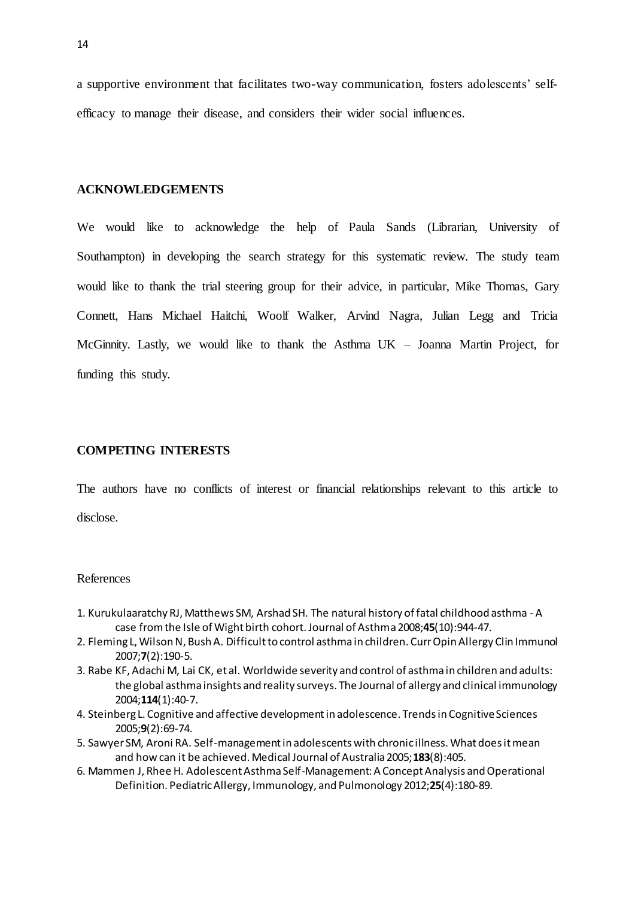a supportive environment that facilitates two-way communication, fosters adolescents' self-efficacy to manage their disease, and considers their wider social influences.

## ACKNOWLEDGEMENTS

We would like to acknowledge the help of Paula Sands (Librarian, University of Southampton) in developing the search strategy for this systematic review. The study team would like to thank the trial steering group for their advice, in particular, Mike Thomas, Gary Connett, Hans Michael Haitchi, Woolf Walker, Arvind Nagra, Julian Legg and Tricia McGinnity. Lastly, we would like to thank the Asthma UK – Joanna Martin Project, for funding this study.

## COMPETING INTERESTS

The authors have no conflicts of interest or financial relationships relevant to this article to disclose.

## References

1. Kurukulaaratchy RJ, Matthews SM, Arshad SH. The natural history of fatal childhood asthma - A case from the Isle of Wight birth cohort. Journal of Asthma 2008;**45**(10):944-47.
2. Fleming L, Wilson N, Bush A. Difficult to control asthma in children. Curr Opin Allergy Clin Immunol 2007;**7**(2):190-5.
3. Rabe KF, Adachi M, Lai CK, et al. Worldwide severity and control of asthma in children and adults: the global asthma insights and reality surveys. The Journal of allergy and clinical immunology 2004;**114**(1):40-7.
4. Steinberg L. Cognitive and affective development in adolescence. Trends in Cognitive Sciences 2005;**9**(2):69-74.
5. Sawyer SM, Aroni RA. Self-management in adolescents with chronic illness. What does it mean and how can it be achieved. Medical Journal of Australia 2005;**183**(8):405.
6. Mammen J, Rhee H. Adolescent Asthma Self-Management: A Concept Analysis and Operational Definition. Pediatric Allergy, Immunology, and Pulmonology 2012;**25**(4):180-89.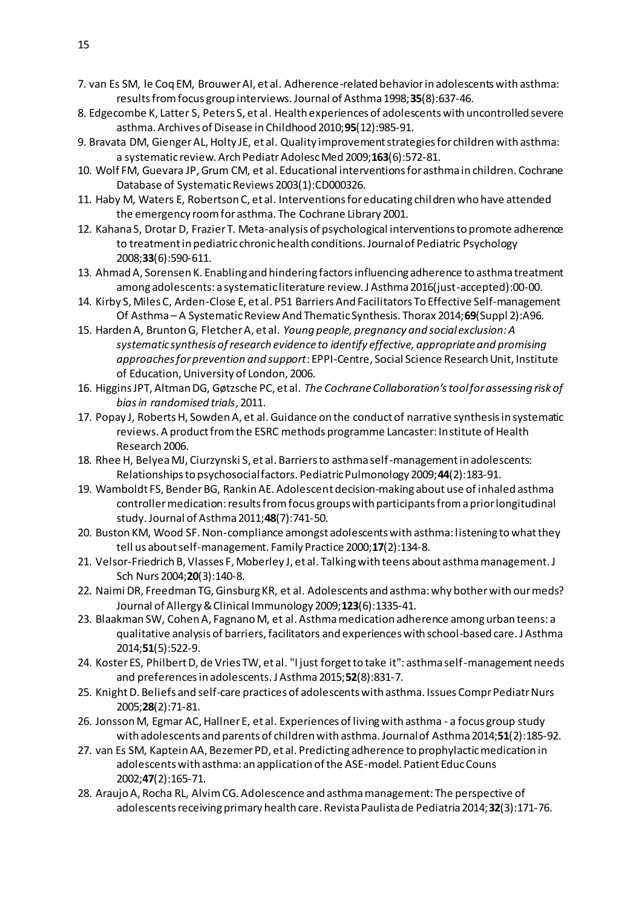7. van Es SM, le Coq EM, Brouwer AI, et al. Adherence-related behavior in adolescents with asthma: results from focus group interviews. Journal of Asthma 1998;**35**(8):637-46.
8. Edgecombe K, Latter S, Peters S, et al. Health experiences of adolescents with uncontrolled severe asthma. Archives of Disease in Childhood 2010;**95**(12):985-91.
9. Bravata DM, Gienger AL, Holty JE, et al. Quality improvement strategies for children with asthma: a systematic review. Arch Pediatr Adolesc Med 2009;**163**(6):572-81.
10. Wolf FM, Guevara JP, Grum CM, et al. Educational interventions for asthma in children. Cochrane Database of Systematic Reviews 2003(1):CD000326.
11. Haby M, Waters E, Robertson C, et al. Interventions for educating children who have attended the emergency room for asthma. The Cochrane Library 2001.
12. Kahana S, Drotar D, Frazier T. Meta-analysis of psychological interventions to promote adherence to treatment in pediatric chronic health conditions. Journal of Pediatric Psychology 2008;**33**(6):590-611.
13. Ahmad A, Sorensen K. Enabling and hindering factors influencing adherence to asthma treatment among adolescents: a systematic literature review. J Asthma 2016(just-accepted):00-00.
14. Kirby S, Miles C, Arden-Close E, et al. P51 Barriers And Facilitators To Effective Self-management Of Asthma – A Systematic Review And Thematic Synthesis. Thorax 2014;**69**(Suppl 2):A96.
15. Harden A, Brunton G, Fletcher A, et al. *Young people, pregnancy and social exclusion: A systematic synthesis of research evidence to identify effective, appropriate and promising approaches for prevention and support*: EPPI-Centre, Social Science Research Unit, Institute of Education, University of London, 2006.
16. Higgins JPT, Altman DG, Gøtzsche PC, et al. *The Cochrane Collaboration's tool for assessing risk of bias in randomised trials*, 2011.
17. Popay J, Roberts H, Sowden A, et al. Guidance on the conduct of narrative synthesis in systematic reviews. A product from the ESRC methods programme Lancaster: Institute of Health Research 2006.
18. Rhee H, Belyea MJ, Ciurzynski S, et al. Barriers to asthma self-management in adolescents: Relationships to psychosocial factors. Pediatric Pulmonology 2009;**44**(2):183-91.
19. Wamboldt FS, Bender BG, Rankin AE. Adolescent decision-making about use of inhaled asthma controller medication: results from focus groups with participants from a prior longitudinal study. Journal of Asthma 2011;**48**(7):741-50.
20. Buston KM, Wood SF. Non-compliance amongst adolescents with asthma: listening to what they tell us about self-management. Family Practice 2000;**17**(2):134-8.
21. Velsor-Friedrich B, Vlasses F, Moberley J, et al. Talking with teens about asthma management. J Sch Nurs 2004;**20**(3):140-8.
22. Naimi DR, Freedman TG, Ginsburg KR, et al. Adolescents and asthma: why bother with our meds? Journal of Allergy & Clinical Immunology 2009;**123**(6):1335-41.
23. Blaakman SW, Cohen A, Fagnano M, et al. Asthma medication adherence among urban teens: a qualitative analysis of barriers, facilitators and experiences with school-based care. J Asthma 2014;**51**(5):522-9.
24. Koster ES, Philbert D, de Vries TW, et al. "I just forget to take it": asthma self-management needs and preferences in adolescents. J Asthma 2015;**52**(8):831-7.
25. Knight D. Beliefs and self-care practices of adolescents with asthma. Issues Compr Pediatr Nurs 2005;**28**(2):71-81.
26. Jonsson M, Egmar AC, Hallner E, et al. Experiences of living with asthma - a focus group study with adolescents and parents of children with asthma. Journal of Asthma 2014;**51**(2):185-92.
27. van Es SM, Kaptein AA, Bezemer PD, et al. Predicting adherence to prophylactic medication in adolescents with asthma: an application of the ASE-model. Patient Educ Couns 2002;**47**(2):165-71.
28. Araujo A, Rocha RL, Alvim CG. Adolescence and asthma management: The perspective of adolescents receiving primary health care. Revista Paulista de Pediatria 2014;**32**(3):171-76.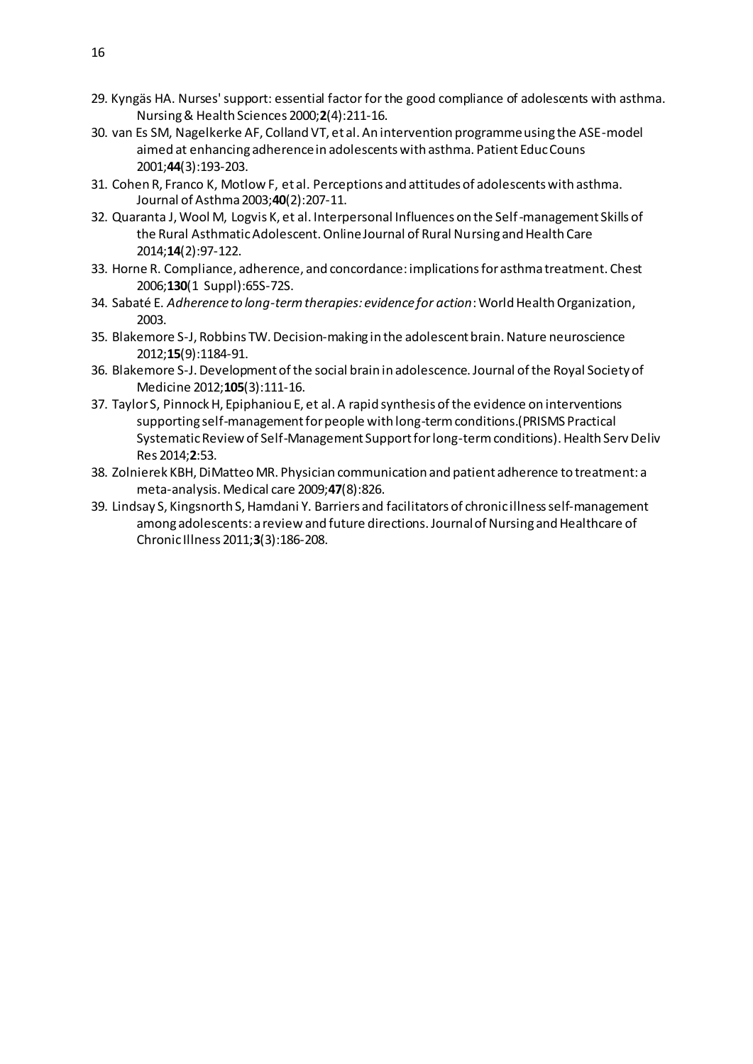29. Kyngäs HA. Nurses' support: essential factor for the good compliance of adolescents with asthma. Nursing & Health Sciences 2000;**2**(4):211-16.
30. van Es SM, Nagelkerke AF, Colland VT, et al. An intervention programme using the ASE-model aimed at enhancing adherence in adolescents with asthma. Patient Educ Couns 2001;**44**(3):193-203.
31. Cohen R, Franco K, Motlow F, et al. Perceptions and attitudes of adolescents with asthma. Journal of Asthma 2003;**40**(2):207-11.
32. Quaranta J, Wool M, Logvis K, et al. Interpersonal Influences on the Self-management Skills of the Rural Asthmatic Adolescent. Online Journal of Rural Nursing and Health Care 2014;**14**(2):97-122.
33. Horne R. Compliance, adherence, and concordance: implications for asthma treatment. Chest 2006;**130**(1 Suppl):65S-72S.
34. Sabaté E. *Adherence to long-term therapies: evidence for action*: World Health Organization, 2003.
35. Blakemore S-J, Robbins TW. Decision-making in the adolescent brain. Nature neuroscience 2012;**15**(9):1184-91.
36. Blakemore S-J. Development of the social brain in adolescence. Journal of the Royal Society of Medicine 2012;**105**(3):111-16.
37. Taylor S, Pinnock H, Epiphaniou E, et al. A rapid synthesis of the evidence on interventions supporting self-management for people with long-term conditions.(PRISMS Practical Systematic Review of Self-Management Support for long-term conditions). Health Serv Deliv Res 2014;**2**:53.
38. Zolnierek KBH, DiMatteo MR. Physician communication and patient adherence to treatment: a meta-analysis. Medical care 2009;**47**(8):826.
39. Lindsay S, Kingsnorth S, Hamdani Y. Barriers and facilitators of chronic illness self-management among adolescents: a review and future directions. Journal of Nursing and Healthcare of Chronic Illness 2011;**3**(3):186-208.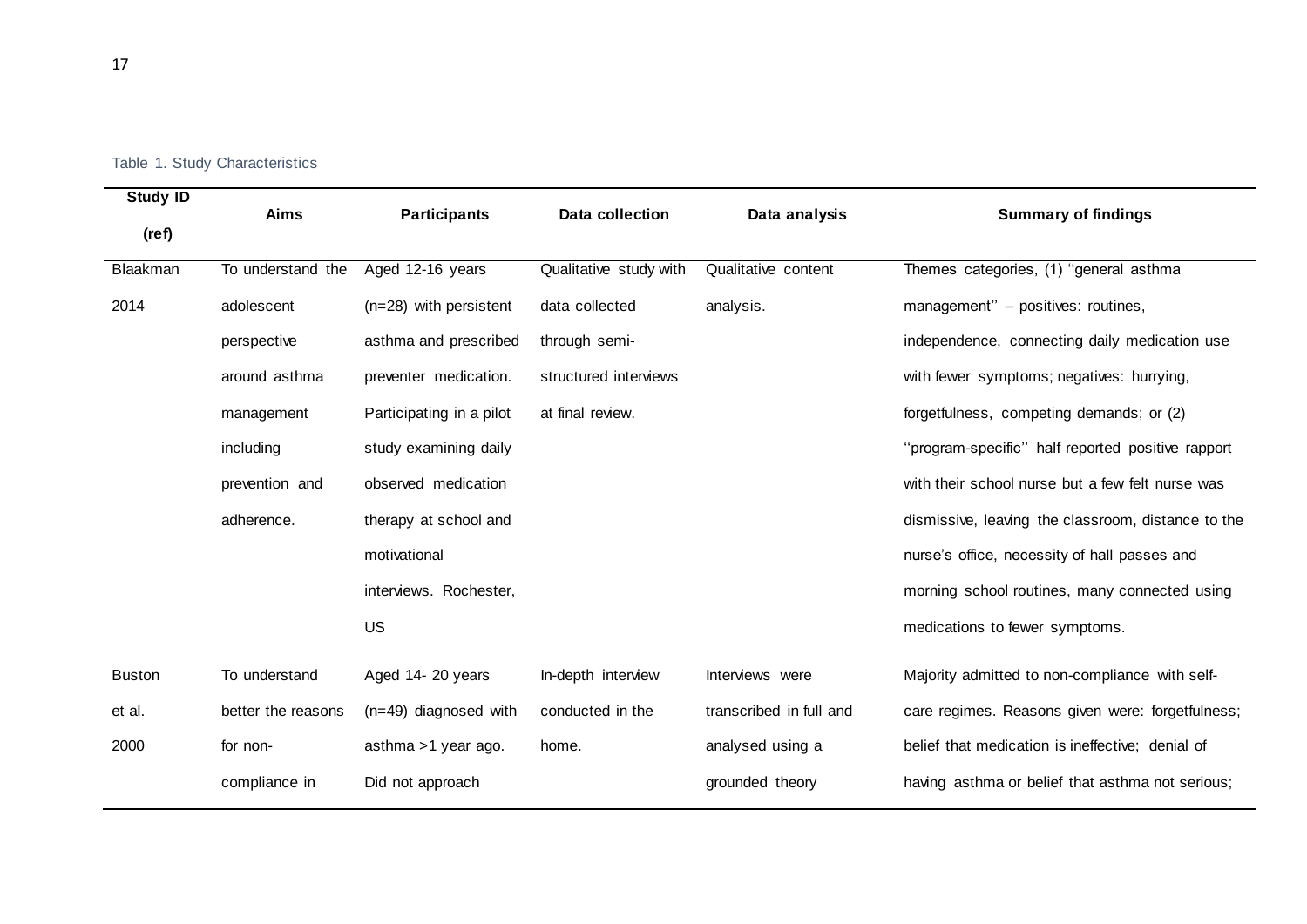Table 1. Study Characteristics

| Study ID (ref) | Aims | Participants | Data collection | Data analysis | Summary of findings |
|---|---|---|---|---|---|
| Blaakman 2014 | To understand the adolescent perspective around asthma management including prevention and adherence. | Aged 12-16 years (n=28) with persistent asthma and prescribed preventer medication. Participating in a pilot study examining daily observed medication therapy at school and motivational interviews. Rochester, US | Qualitative study with data collected through semi-structured interviews at final review. | Qualitative content analysis. | Themes categories, (1) ''general asthma management'' – positives: routines, independence, connecting daily medication use with fewer symptoms; negatives: hurrying, forgetfulness, competing demands; or (2) ''program-specific'' half reported positive rapport with their school nurse but a few felt nurse was dismissive, leaving the classroom, distance to the nurse's office, necessity of hall passes and morning school routines, many connected using medications to fewer symptoms. |
| Buston et al. 2000 | To understand better the reasons for non-compliance in | Aged 14- 20 years (n=49) diagnosed with asthma >1 year ago. Did not approach | In-depth interview conducted in the home. | Interviews were transcribed in full and analysed using a grounded theory | Majority admitted to non-compliance with self-care regimes. Reasons given were: forgetfulness; belief that medication is ineffective; denial of having asthma or belief that asthma not serious; |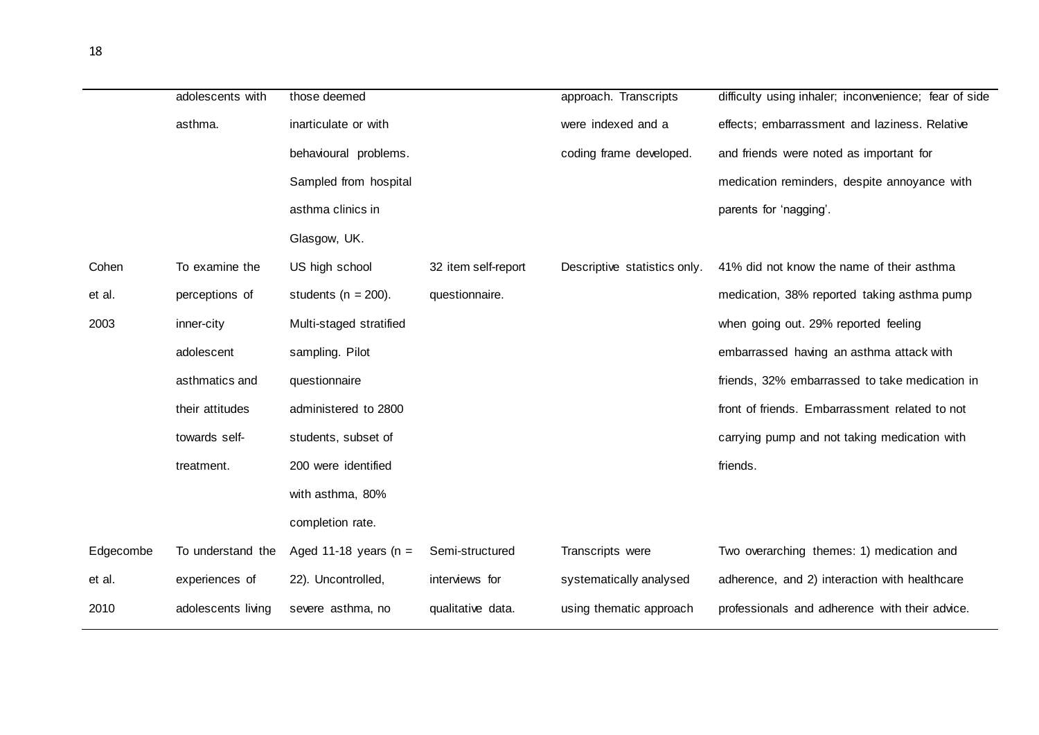| | | | | | |
|---|---|---|---|---|---|
| | adolescents with asthma. | those deemed inarticulate or with behavioural problems. Sampled from hospital asthma clinics in Glasgow, UK. | | approach. Transcripts were indexed and a coding frame developed. | difficulty using inhaler; inconvenience; fear of side effects; embarrassment and laziness. Relative and friends were noted as important for medication reminders, despite annoyance with parents for 'nagging'. |
| Cohen et al. 2003 | To examine the perceptions of inner-city adolescent asthmatics and their attitudes towards self-treatment. | US high school students (n = 200). Multi-staged stratified sampling. Pilot questionnaire administered to 2800 students, subset of 200 were identified with asthma, 80% completion rate. | 32 item self-report questionnaire. | Descriptive statistics only. | 41% did not know the name of their asthma medication, 38% reported taking asthma pump when going out. 29% reported feeling embarrassed having an asthma attack with friends, 32% embarrassed to take medication in front of friends. Embarrassment related to not carrying pump and not taking medication with friends. |
| Edgecombe et al. 2010 | To understand the experiences of adolescents living | Aged 11-18 years (n = 22). Uncontrolled, severe asthma, no | Semi-structured interviews for qualitative data. | Transcripts were systematically analysed using thematic approach | Two overarching themes: 1) medication and adherence, and 2) interaction with healthcare professionals and adherence with their advice. |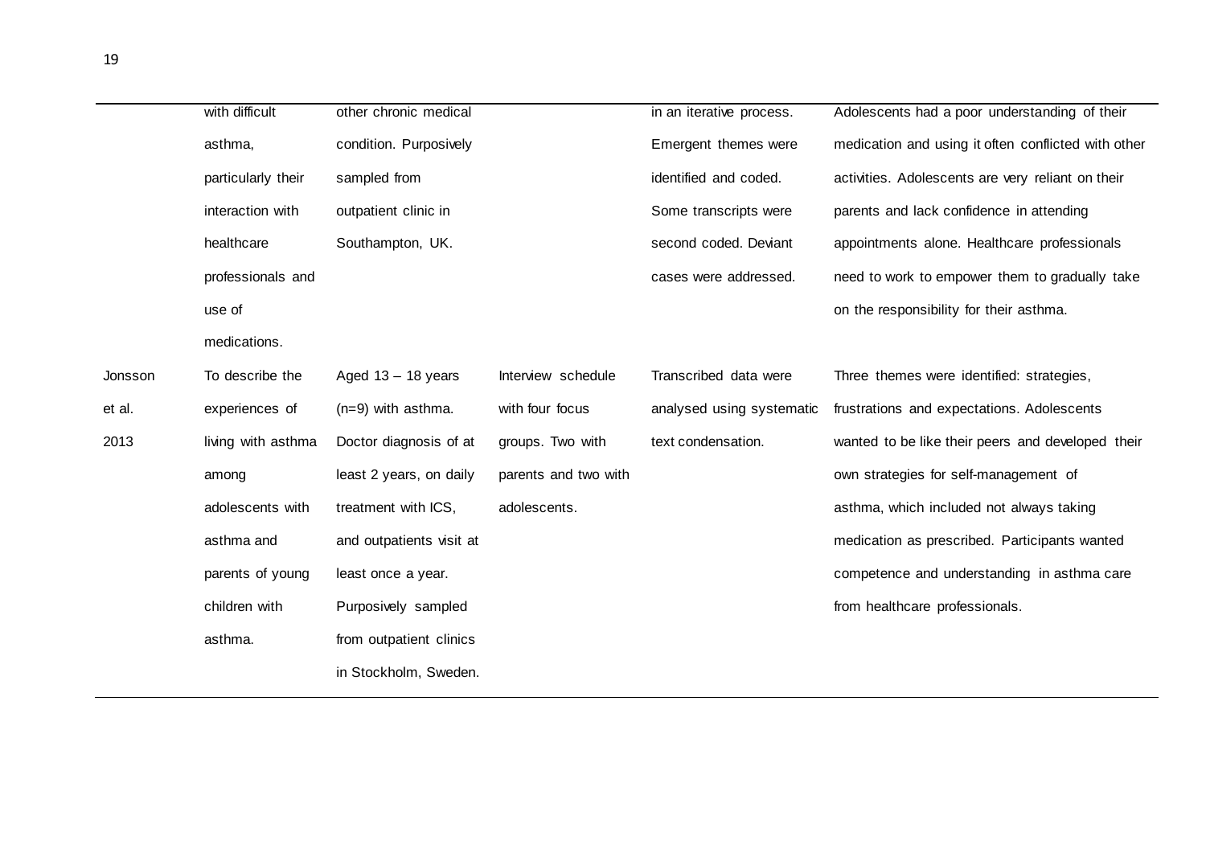|  | with difficult asthma, particularly their interaction with healthcare professionals and use of medications. | other chronic medical condition. Purposively sampled from outpatient clinic in Southampton, UK. |  | in an iterative process. Emergent themes were identified and coded. Some transcripts were second coded. Deviant cases were addressed. | Adolescents had a poor understanding of their medication and using it often conflicted with other activities. Adolescents are very reliant on their parents and lack confidence in attending appointments alone. Healthcare professionals need to work to empower them to gradually take on the responsibility for their asthma. |
|---|---|---|---|---|---|
| Jonsson et al. 2013 | To describe the experiences of living with asthma among adolescents with asthma and parents of young children with asthma. | Aged 13 – 18 years (n=9) with asthma. Doctor diagnosis of at least 2 years, on daily treatment with ICS, and outpatients visit at least once a year. Purposively sampled from outpatient clinics in Stockholm, Sweden. | Interview schedule with four focus groups. Two with parents and two with adolescents. | Transcribed data were analysed using systematic text condensation. | Three themes were identified: strategies, frustrations and expectations. Adolescents wanted to be like their peers and developed their own strategies for self-management of asthma, which included not always taking medication as prescribed. Participants wanted competence and understanding in asthma care from healthcare professionals. |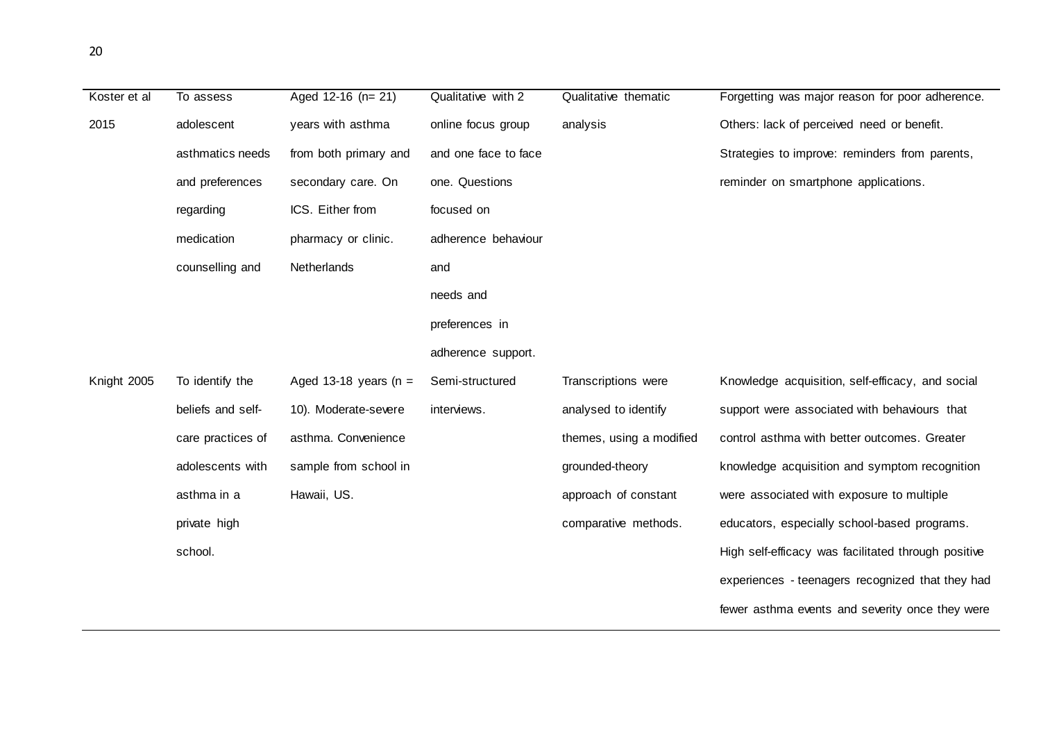| | | | | | |
|---|---|---|---|---|---|
| Koster et al 2015 | To assess adolescent asthmatics needs and preferences regarding medication counselling and | Aged 12-16 (n= 21) years with asthma from both primary and secondary care. On ICS. Either from pharmacy or clinic. Netherlands | Qualitative with 2 online focus group and one face to face one. Questions focused on adherence behaviour and needs and preferences in adherence support. | Qualitative thematic analysis | Forgetting was major reason for poor adherence. Others: lack of perceived need or benefit. Strategies to improve: reminders from parents, reminder on smartphone applications. |
| Knight 2005 | To identify the beliefs and self-care practices of adolescents with asthma in a private high school. | Aged 13-18 years (n = 10). Moderate-severe asthma. Convenience sample from school in Hawaii, US. | Semi-structured interviews. | Transcriptions were analysed to identify themes, using a modified grounded-theory approach of constant comparative methods. | Knowledge acquisition, self-efficacy, and social support were associated with behaviours that control asthma with better outcomes. Greater knowledge acquisition and symptom recognition were associated with exposure to multiple educators, especially school-based programs. High self-efficacy was facilitated through positive experiences - teenagers recognized that they had fewer asthma events and severity once they were |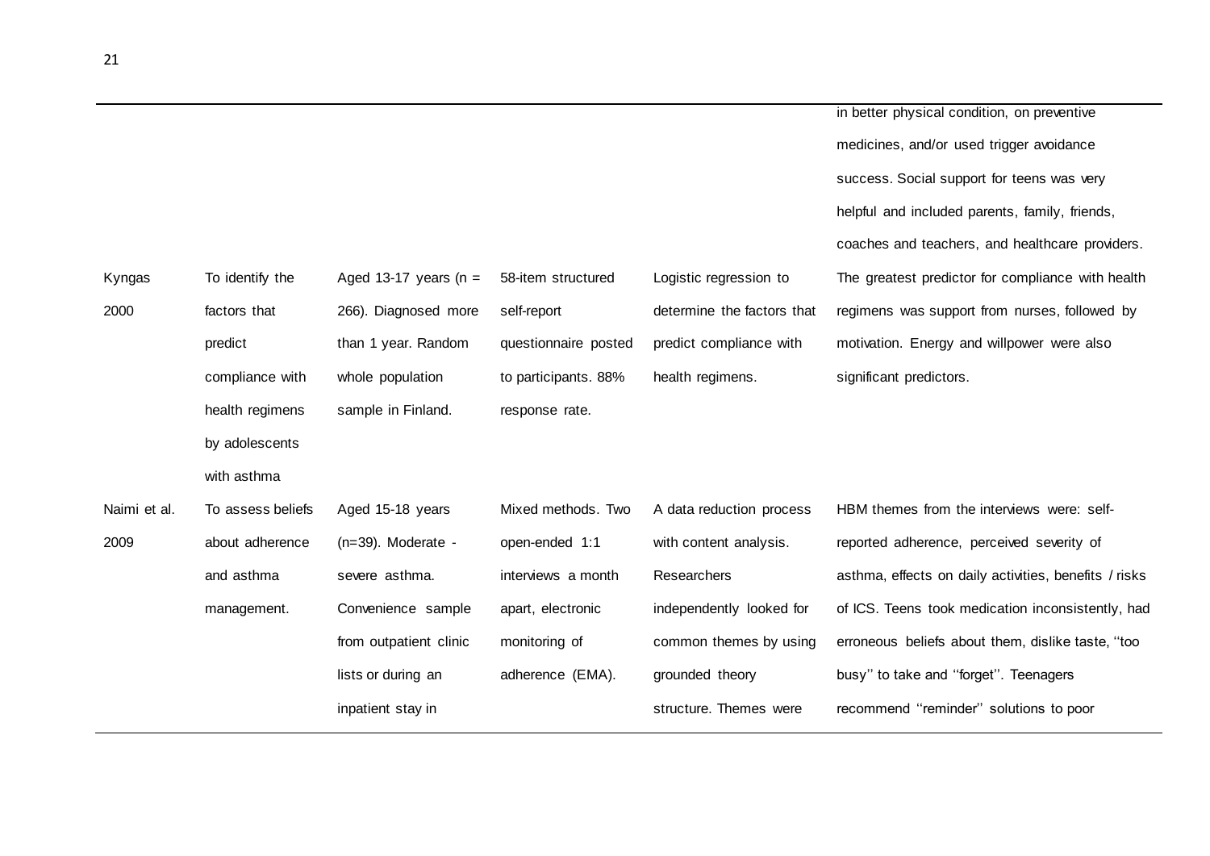| | | | | | |
|---|---|---|---|---|---|
| | | | | | in better physical condition, on preventive medicines, and/or used trigger avoidance success. Social support for teens was very helpful and included parents, family, friends, coaches and teachers, and healthcare providers. |
| Kyngas 2000 | To identify the factors that predict compliance with health regimens by adolescents with asthma | Aged 13-17 years (n = 266). Diagnosed more than 1 year. Random whole population sample in Finland. | 58-item structured self-report questionnaire posted to participants. 88% response rate. | Logistic regression to determine the factors that predict compliance with health regimens. | The greatest predictor for compliance with health regimens was support from nurses, followed by motivation. Energy and willpower were also significant predictors. |
| Naimi et al. 2009 | To assess beliefs about adherence and asthma management. | Aged 15-18 years (n=39). Moderate - severe asthma. Convenience sample from outpatient clinic lists or during an inpatient stay in | Mixed methods. Two open-ended 1:1 interviews a month apart, electronic monitoring of adherence (EMA). | A data reduction process with content analysis. Researchers independently looked for common themes by using grounded theory structure. Themes were | HBM themes from the interviews were: self-reported adherence, perceived severity of asthma, effects on daily activities, benefits / risks of ICS. Teens took medication inconsistently, had erroneous beliefs about them, dislike taste, ''too busy'' to take and ''forget''. Teenagers recommend ''reminder'' solutions to poor |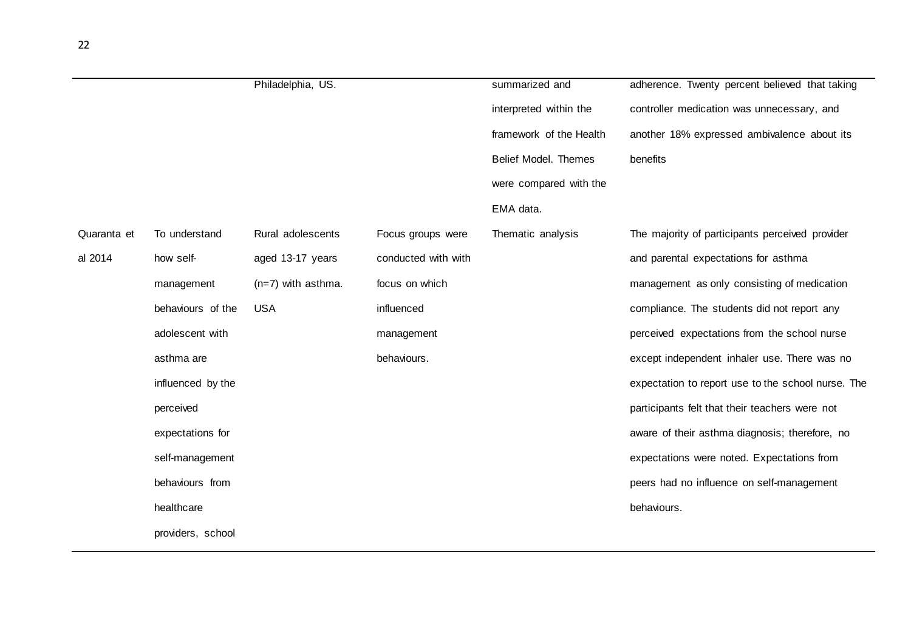|  |  | Philadelphia, US. |  | summarized and interpreted within the framework of the Health Belief Model. Themes were compared with the EMA data. | adherence. Twenty percent believed that taking controller medication was unnecessary, and another 18% expressed ambivalence about its benefits |
|---|---|---|---|---|---|
| Quaranta et al 2014 | To understand how self-management behaviours of the adolescent with asthma are influenced by the perceived expectations for self-management behaviours from healthcare providers, school | Rural adolescents aged 13-17 years (n=7) with asthma. USA | Focus groups were conducted with with focus on which influenced management behaviours. | Thematic analysis | The majority of participants perceived provider and parental expectations for asthma management as only consisting of medication compliance. The students did not report any perceived expectations from the school nurse except independent inhaler use. There was no expectation to report use to the school nurse. The participants felt that their teachers were not aware of their asthma diagnosis; therefore, no expectations were noted. Expectations from peers had no influence on self-management behaviours. |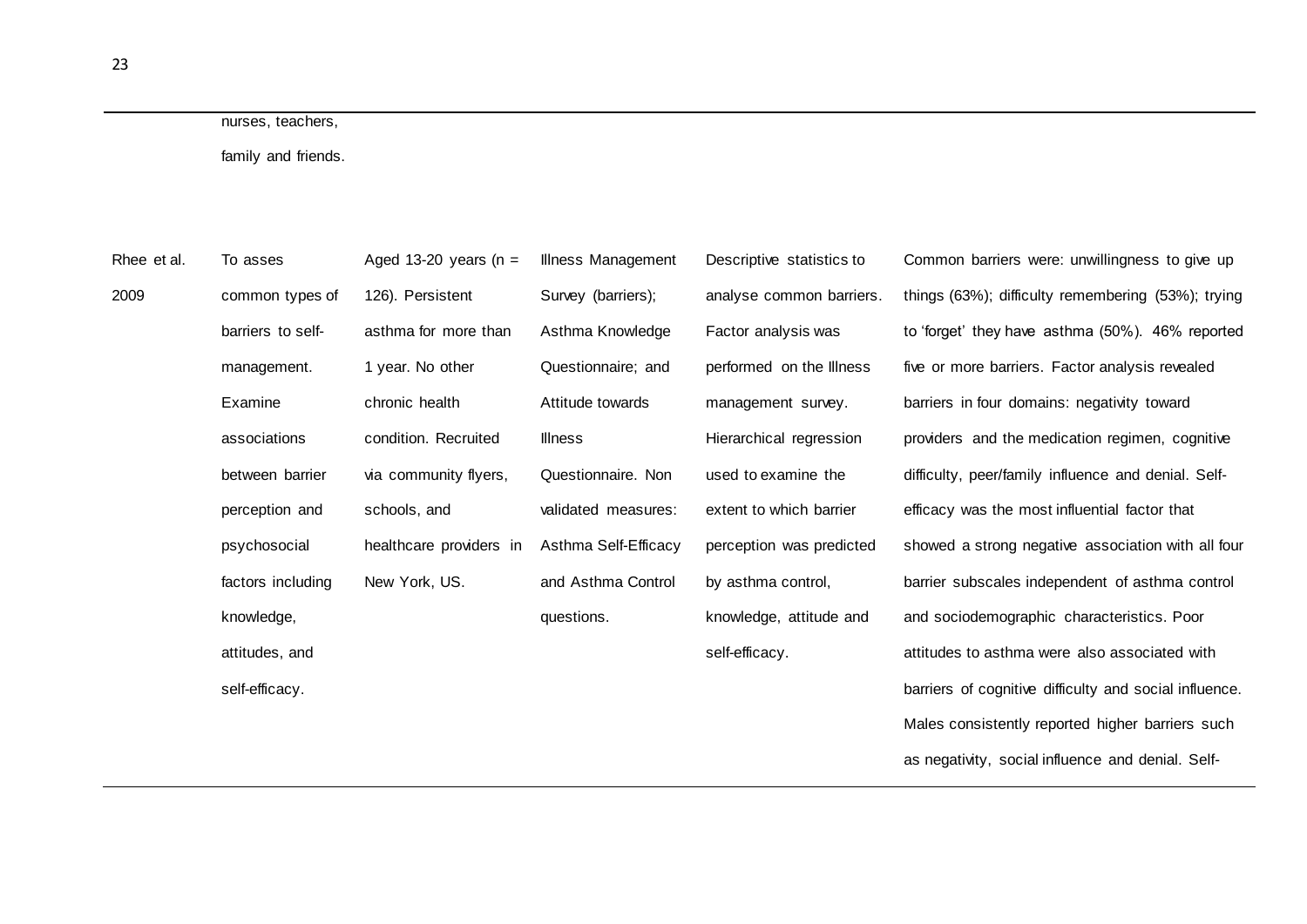| | | | | | |
|---|---|---|---|---|---|
| | nurses, teachers, family and friends. | | | | |
| Rhee et al. 2009 | To asses common types of barriers to self-management. Examine associations between barrier perception and psychosocial factors including knowledge, attitudes, and self-efficacy. | Aged 13-20 years (n = 126). Persistent asthma for more than 1 year. No other chronic health condition. Recruited via community flyers, schools, and healthcare providers in New York, US. | Illness Management Survey (barriers); Asthma Knowledge Questionnaire; and Attitude towards Illness Questionnaire. Non validated measures: Asthma Self-Efficacy and Asthma Control questions. | Descriptive statistics to analyse common barriers. Factor analysis was performed on the Illness management survey. Hierarchical regression used to examine the extent to which barrier perception was predicted by asthma control, knowledge, attitude and self-efficacy. | Common barriers were: unwillingness to give up things (63%); difficulty remembering (53%); trying to 'forget' they have asthma (50%). 46% reported five or more barriers. Factor analysis revealed barriers in four domains: negativity toward providers and the medication regimen, cognitive difficulty, peer/family influence and denial. Self-efficacy was the most influential factor that showed a strong negative association with all four barrier subscales independent of asthma control and sociodemographic characteristics. Poor attitudes to asthma were also associated with barriers of cognitive difficulty and social influence. Males consistently reported higher barriers such as negativity, social influence and denial. Self- |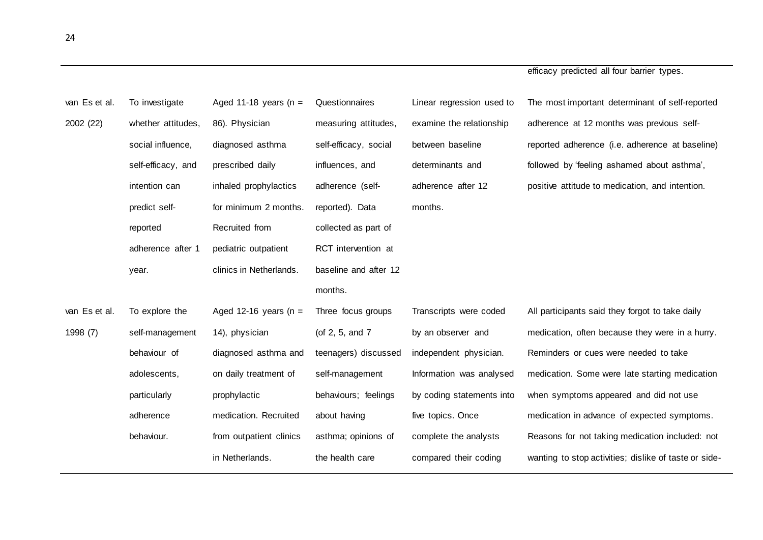| | | | | | |
|---|---|---|---|---|---|
| | | | | | efficacy predicted all four barrier types. |
| van Es et al. 2002 (22) | To investigate whether attitudes, social influence, self-efficacy, and intention can predict self-reported adherence after 1 year. | Aged 11-18 years (n = 86). Physician diagnosed asthma prescribed daily inhaled prophylactics for minimum 2 months. Recruited from pediatric outpatient clinics in Netherlands. | Questionnaires measuring attitudes, self-efficacy, social influences, and adherence (self-reported). Data collected as part of RCT intervention at baseline and after 12 months. | Linear regression used to examine the relationship between baseline determinants and adherence after 12 months. | The most important determinant of self-reported adherence at 12 months was previous self-reported adherence (i.e. adherence at baseline) followed by 'feeling ashamed about asthma', positive attitude to medication, and intention. |
| van Es et al. 1998 (7) | To explore the self-management behaviour of adolescents, particularly adherence behaviour. | Aged 12-16 years (n = 14), physician diagnosed asthma and on daily treatment of prophylactic medication. Recruited from outpatient clinics in Netherlands. | Three focus groups (of 2, 5, and 7 teenagers) discussed self-management behaviours; feelings about having asthma; opinions of the health care | Transcripts were coded by an observer and independent physician. Information was analysed by coding statements into five topics. Once complete the analysts compared their coding | All participants said they forgot to take daily medication, often because they were in a hurry. Reminders or cues were needed to take medication. Some were late starting medication when symptoms appeared and did not use medication in advance of expected symptoms. Reasons for not taking medication included: not wanting to stop activities; dislike of taste or side- |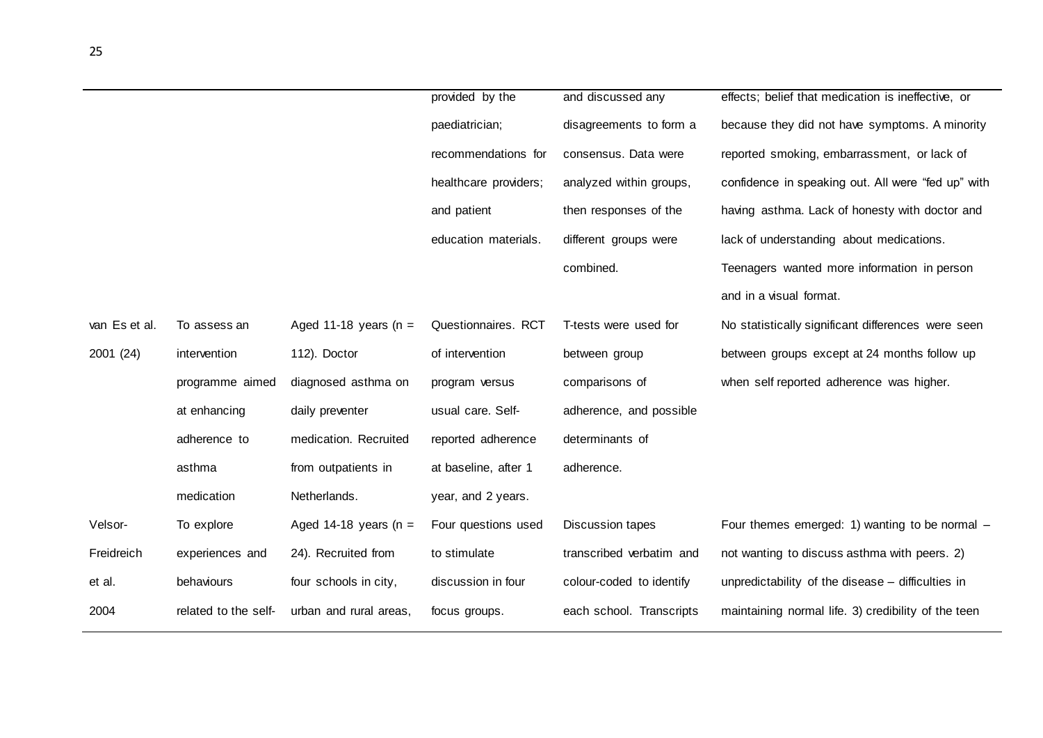| | | | | | |
|---|---|---|---|---|---|
| | | | provided by the paediatrician; recommendations for healthcare providers; and patient education materials. | and discussed any disagreements to form a consensus. Data were analyzed within groups, then responses of the different groups were combined. | effects; belief that medication is ineffective, or because they did not have symptoms. A minority reported smoking, embarrassment, or lack of confidence in speaking out. All were "fed up" with having asthma. Lack of honesty with doctor and lack of understanding about medications. Teenagers wanted more information in person and in a visual format. |
| van Es et al. 2001 (24) | To assess an intervention programme aimed at enhancing adherence to asthma medication | Aged 11-18 years (n = 112). Doctor diagnosed asthma on daily preventer medication. Recruited from outpatients in Netherlands. | Questionnaires. RCT of intervention program versus usual care. Self-reported adherence at baseline, after 1 year, and 2 years. | T-tests were used for between group comparisons of adherence, and possible determinants of adherence. | No statistically significant differences were seen between groups except at 24 months follow up when self reported adherence was higher. |
| Velsor-Freidreich et al. 2004 | To explore experiences and behaviours related to the self- | Aged 14-18 years (n = 24). Recruited from four schools in city, urban and rural areas, | Four questions used to stimulate discussion in four focus groups. | Discussion tapes transcribed verbatim and colour-coded to identify each school. Transcripts | Four themes emerged: 1) wanting to be normal – not wanting to discuss asthma with peers. 2) unpredictability of the disease – difficulties in maintaining normal life. 3) credibility of the teen |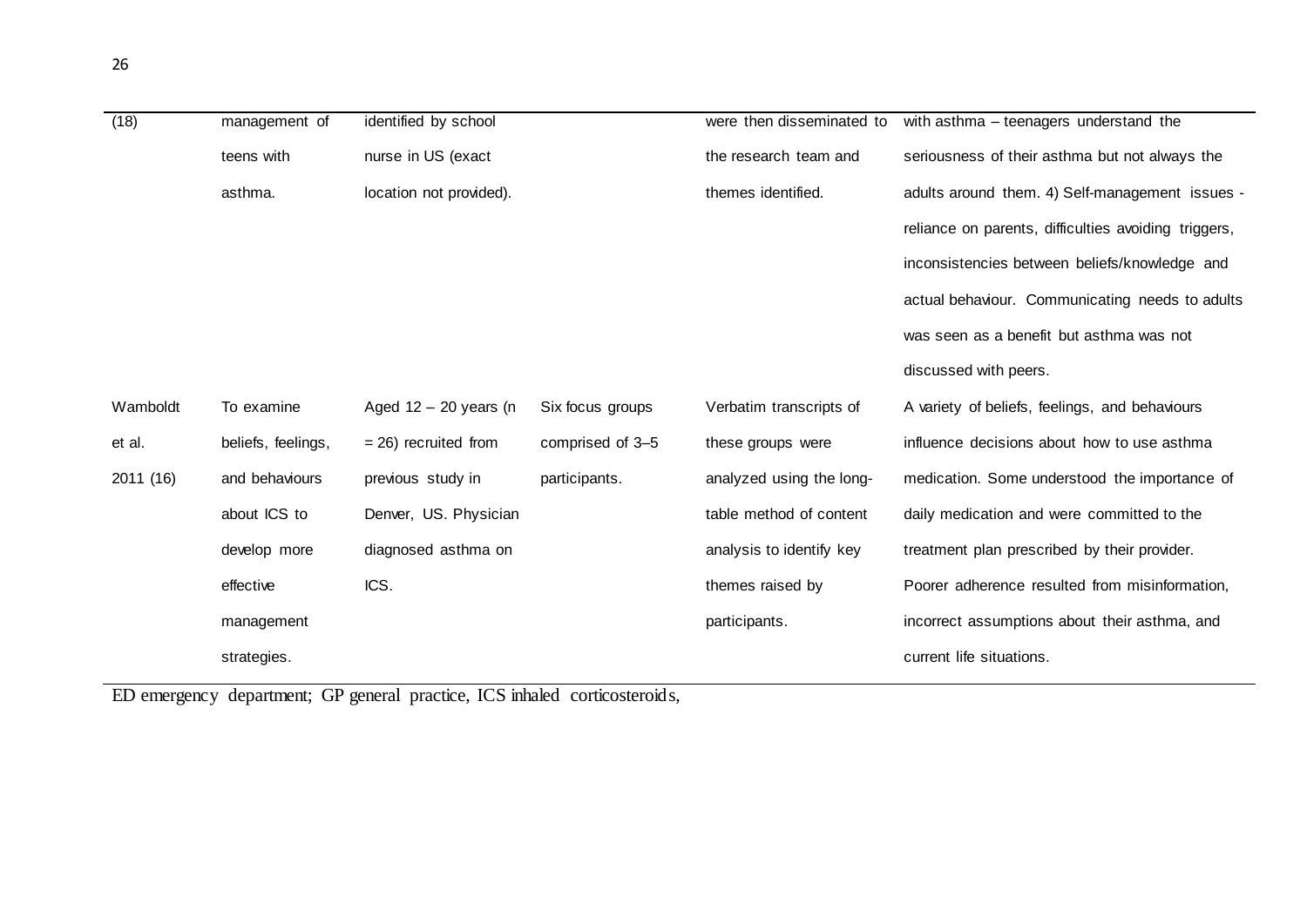| | | | | | |
|---|---|---|---|---|---|
| (18) | management of teens with asthma. | identified by school nurse in US (exact location not provided). | | were then disseminated to the research team and themes identified. | with asthma – teenagers understand the seriousness of their asthma but not always the adults around them. 4) Self-management issues - reliance on parents, difficulties avoiding triggers, inconsistencies between beliefs/knowledge and actual behaviour. Communicating needs to adults was seen as a benefit but asthma was not discussed with peers. |
| Wamboldt et al. 2011 (16) | To examine beliefs, feelings, and behaviours about ICS to develop more effective management strategies. | Aged 12 – 20 years (n = 26) recruited from previous study in Denver, US. Physician diagnosed asthma on ICS. | Six focus groups comprised of 3–5 participants. | Verbatim transcripts of these groups were analyzed using the long-table method of content analysis to identify key themes raised by participants. | A variety of beliefs, feelings, and behaviours influence decisions about how to use asthma medication. Some understood the importance of daily medication and were committed to the treatment plan prescribed by their provider. Poorer adherence resulted from misinformation, incorrect assumptions about their asthma, and current life situations. |

ED emergency department; GP general practice, ICS inhaled corticosteroids,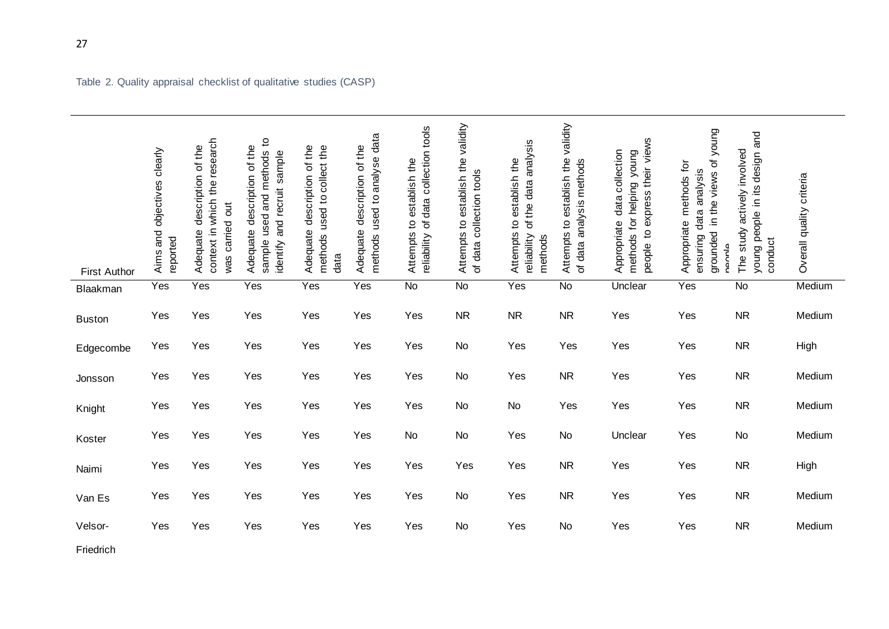Table 2. Quality appraisal checklist of qualitative studies (CASP)

| First Author | Aims and objectives clearly reported | Adequate description of the context in which the research was carried out | Adequate description of the sample used and methods to identify and recruit sample | Adequate description of the methods used to collect the data | Adequate description of the methods used to analyse data | Attempts to establish the reliability of data collection tools | Attempts to establish the validity of data collection tools | Attempts to establish the reliability of the data analysis methods | Attempts to establish the validity of data analysis methods | Appropriate data collection methods for helping young people to express their views | Appropriate methods for ensuring data analysis grounded in the views of young people | The study actively involved young people in its design and conduct | Overall quality criteria |
|---|---|---|---|---|---|---|---|---|---|---|---|---|---|
| Blaakman | Yes | Yes | Yes | Yes | Yes | No | No | Yes | No | Unclear | Yes | No | Medium |
| Buston | Yes | Yes | Yes | Yes | Yes | Yes | NR | NR | NR | Yes | Yes | NR | Medium |
| Edgecombe | Yes | Yes | Yes | Yes | Yes | Yes | No | Yes | Yes | Yes | Yes | NR | High |
| Jonsson | Yes | Yes | Yes | Yes | Yes | Yes | No | Yes | NR | Yes | Yes | NR | Medium |
| Knight | Yes | Yes | Yes | Yes | Yes | Yes | No | No | Yes | Yes | Yes | NR | Medium |
| Koster | Yes | Yes | Yes | Yes | Yes | No | No | Yes | No | Unclear | Yes | No | Medium |
| Naimi | Yes | Yes | Yes | Yes | Yes | Yes | Yes | Yes | NR | Yes | Yes | NR | High |
| Van Es | Yes | Yes | Yes | Yes | Yes | Yes | No | Yes | NR | Yes | Yes | NR | Medium |
| Velsor-Friedrich | Yes | Yes | Yes | Yes | Yes | Yes | No | Yes | No | Yes | Yes | NR | Medium |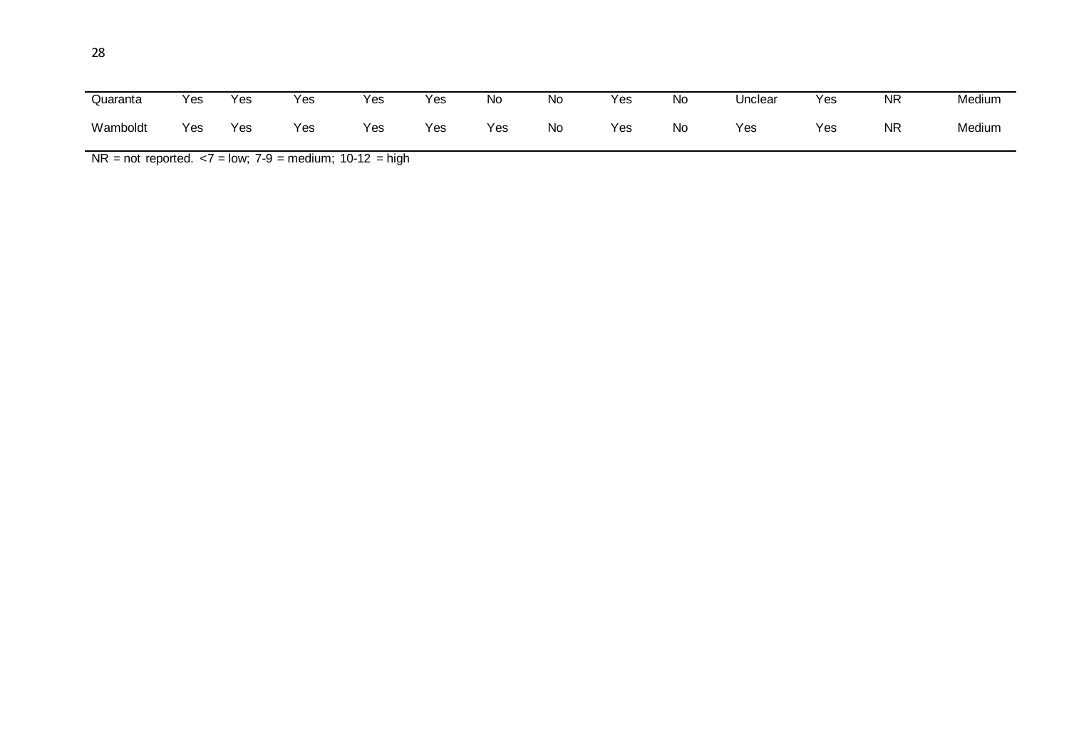| | | | | | | | | | | | | | |
|---|---|---|---|---|---|---|---|---|---|---|---|---|---|
| Quaranta | Yes | Yes | Yes | Yes | Yes | No | No | Yes | No | Unclear | Yes | NR | Medium |
| Wamboldt | Yes | Yes | Yes | Yes | Yes | Yes | No | Yes | No | Yes | Yes | NR | Medium |

NR = not reported. <7 = low; 7-9 = medium; 10-12 = high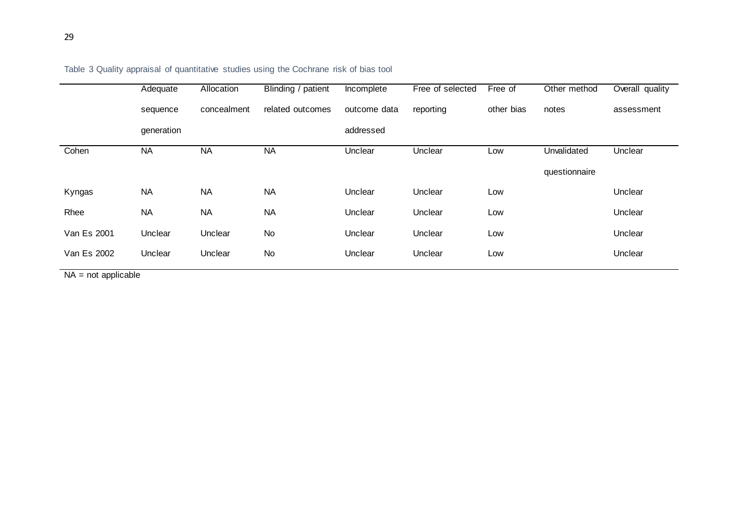Table 3 Quality appraisal of quantitative studies using the Cochrane risk of bias tool

| | Adequate sequence generation | Allocation concealment | Blinding / patient related outcomes | Incomplete outcome data addressed | Free of selected reporting | Free of other bias | Other method notes | Overall quality assessment |
|---|---|---|---|---|---|---|---|---|
| Cohen | NA | NA | NA | Unclear | Unclear | Low | Unvalidated questionnaire | Unclear |
| Kyngas | NA | NA | NA | Unclear | Unclear | Low | | Unclear |
| Rhee | NA | NA | NA | Unclear | Unclear | Low | | Unclear |
| Van Es 2001 | Unclear | Unclear | No | Unclear | Unclear | Low | | Unclear |
| Van Es 2002 | Unclear | Unclear | No | Unclear | Unclear | Low | | Unclear |

NA = not applicable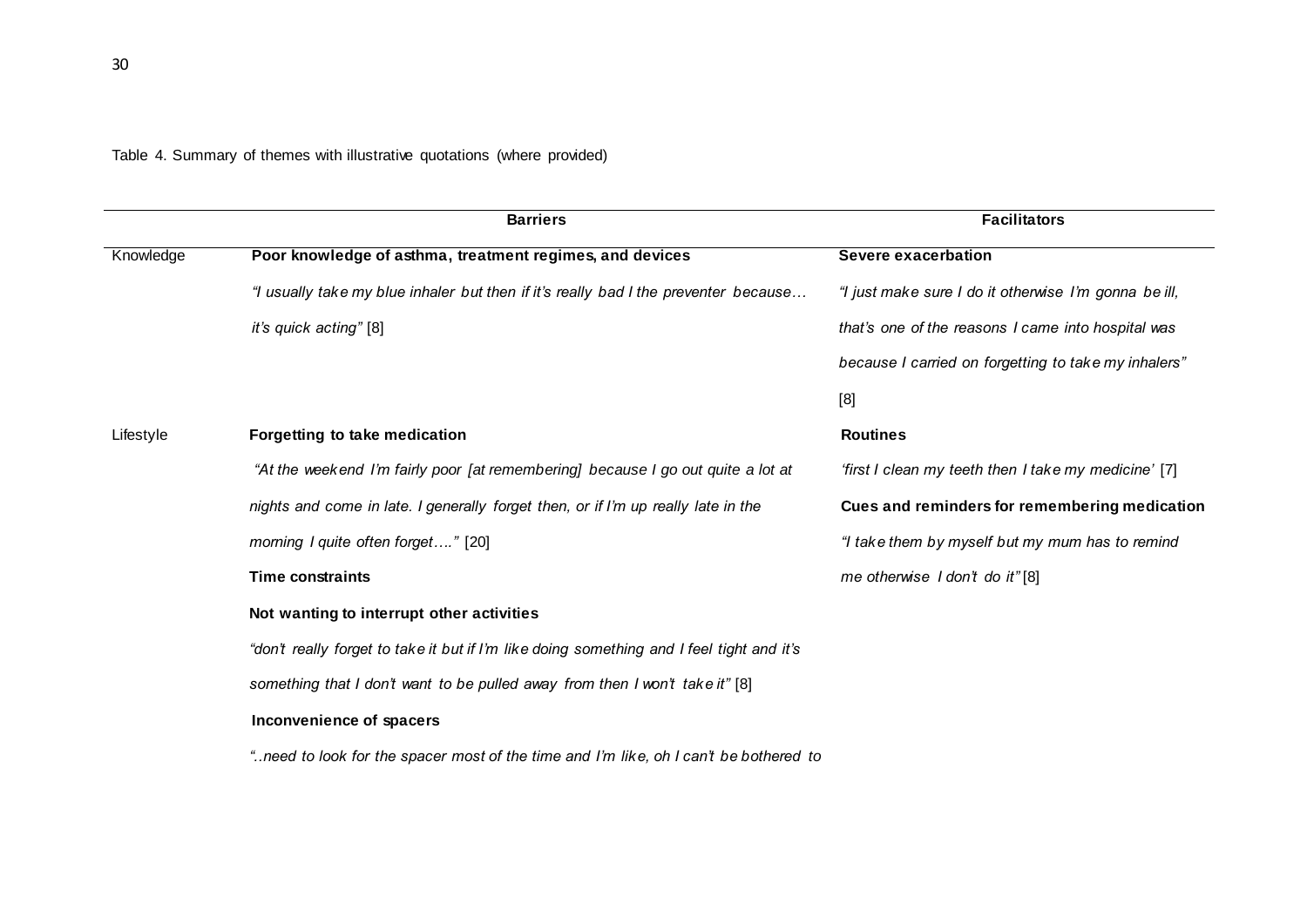Table 4. Summary of themes with illustrative quotations (where provided)

| | Barriers | Facilitators |
|---|---|---|
| Knowledge | **Poor knowledge of asthma, treatment regimes, and devices**<br>*"I usually take my blue inhaler but then if it's really bad I the preventer because… it's quick acting"* [8] | **Severe exacerbation**<br>*"I just make sure I do it otherwise I'm gonna be ill, that's one of the reasons I came into hospital was because I carried on forgetting to take my inhalers"* [8] |
| Lifestyle | **Forgetting to take medication**<br>*"At the weekend I'm fairly poor [at remembering] because I go out quite a lot at nights and come in late. I generally forget then, or if I'm up really late in the morning I quite often forget…."* [20]<br>**Time constraints**<br>**Not wanting to interrupt other activities**<br>*"don't really forget to take it but if I'm like doing something and I feel tight and it's something that I don't want to be pulled away from then I won't take it"* [8]<br>**Inconvenience of spacers**<br>*"..need to look for the spacer most of the time and I'm like, oh I can't be bothered to* | **Routines**<br>*'first I clean my teeth then I take my medicine'* [7]<br>**Cues and reminders for remembering medication**<br>*"I take them by myself but my mum has to remind me otherwise I don't do it"* [8] |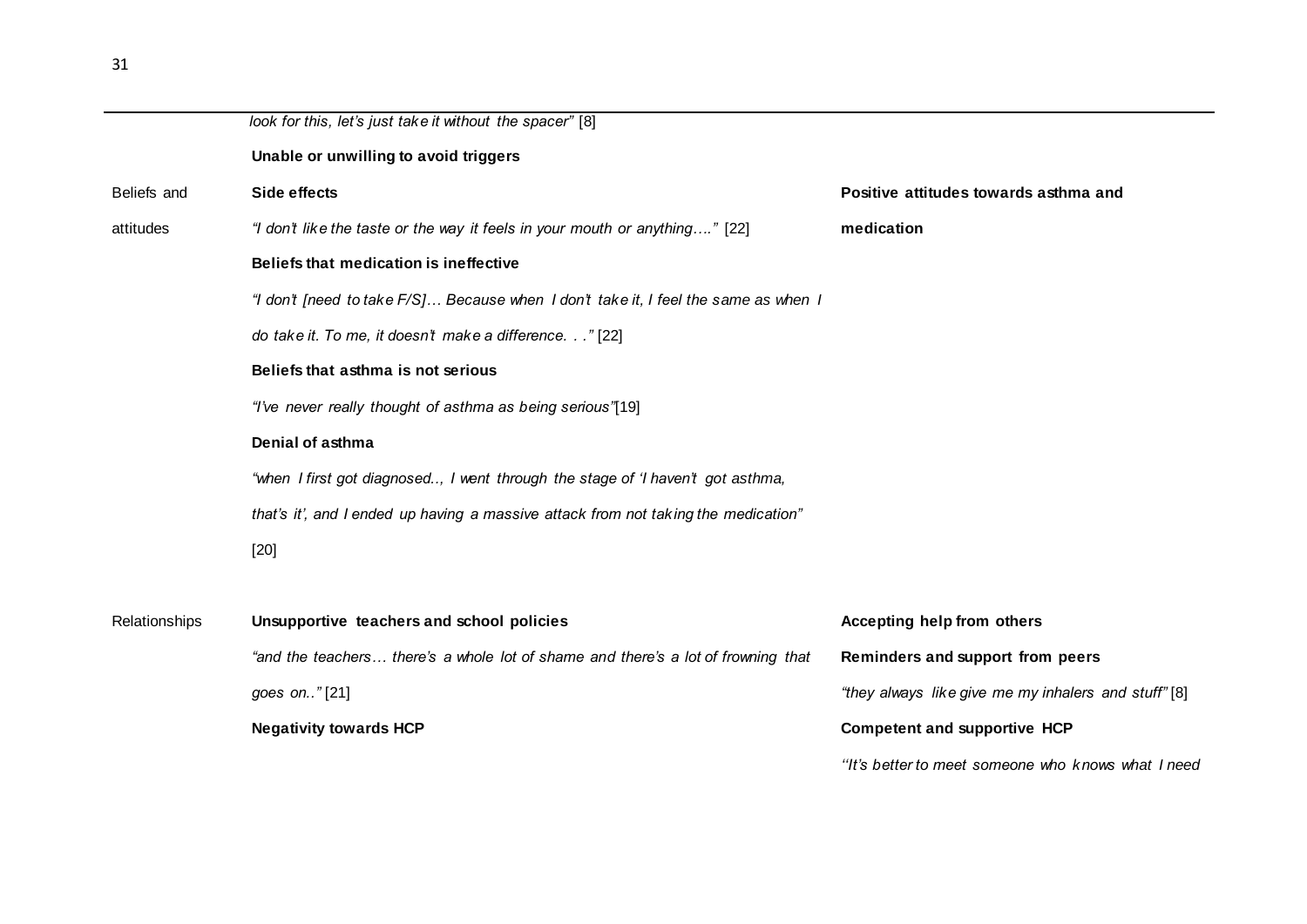| | | |
|---|---|---|
| | *look for this, let's just take it without the spacer"* [8] | |
| | **Unable or unwilling to avoid triggers** | |
| Beliefs and attitudes | **Side effects**<br>*"I don't like the taste or the way it feels in your mouth or anything…."* [22]<br>**Beliefs that medication is ineffective**<br>*"I don't [need to take F/S]… Because when I don't take it, I feel the same as when I do take it. To me, it doesn't make a difference. . ."* [22]<br>**Beliefs that asthma is not serious**<br>*"I've never really thought of asthma as being serious"*[19]<br>**Denial of asthma**<br>*"when I first got diagnosed.., I went through the stage of 'I haven't got asthma, that's it', and I ended up having a massive attack from not taking the medication"* [20] | **Positive attitudes towards asthma and medication** |
| Relationships | **Unsupportive teachers and school policies**<br>*"and the teachers… there's a whole lot of shame and there's a lot of frowning that goes on.."* [21]<br>**Negativity towards HCP** | **Accepting help from others**<br>**Reminders and support from peers**<br>*"they always like give me my inhalers and stuff"* [8]<br>**Competent and supportive HCP**<br>*''It's better to meet someone who knows what I need* |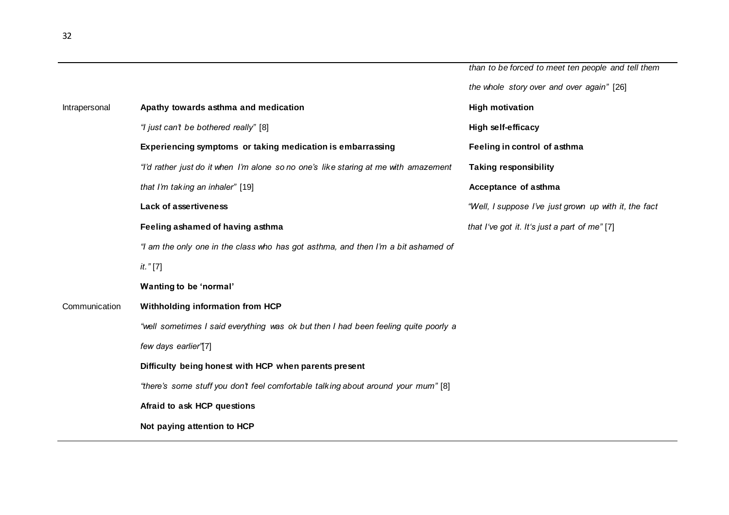| | | |
|---|---|---|
| | | *than to be forced to meet ten people and tell them the whole story over and over again"* [26] |
| Intrapersonal | **Apathy towards asthma and medication**<br>*"I just can't be bothered really"* [8]<br>**Experiencing symptoms or taking medication is embarrassing**<br>*"I'd rather just do it when I'm alone so no one's like staring at me with amazement that I'm taking an inhaler"* [19]<br>**Lack of assertiveness**<br>**Feeling ashamed of having asthma**<br>*"I am the only one in the class who has got asthma, and then I'm a bit ashamed of it."* [7]<br>**Wanting to be 'normal'** | **High motivation**<br>**High self-efficacy**<br>**Feeling in control of asthma**<br>**Taking responsibility**<br>**Acceptance of asthma**<br>*"Well, I suppose I've just grown up with it, the fact that I've got it. It's just a part of me"* [7] |
| Communication | **Withholding information from HCP**<br>*"well sometimes I said everything was ok but then I had been feeling quite poorly a few days earlier"*[7]<br>**Difficulty being honest with HCP when parents present**<br>*"there's some stuff you don't feel comfortable talking about around your mum"* [8]<br>**Afraid to ask HCP questions**<br>**Not paying attention to HCP** | |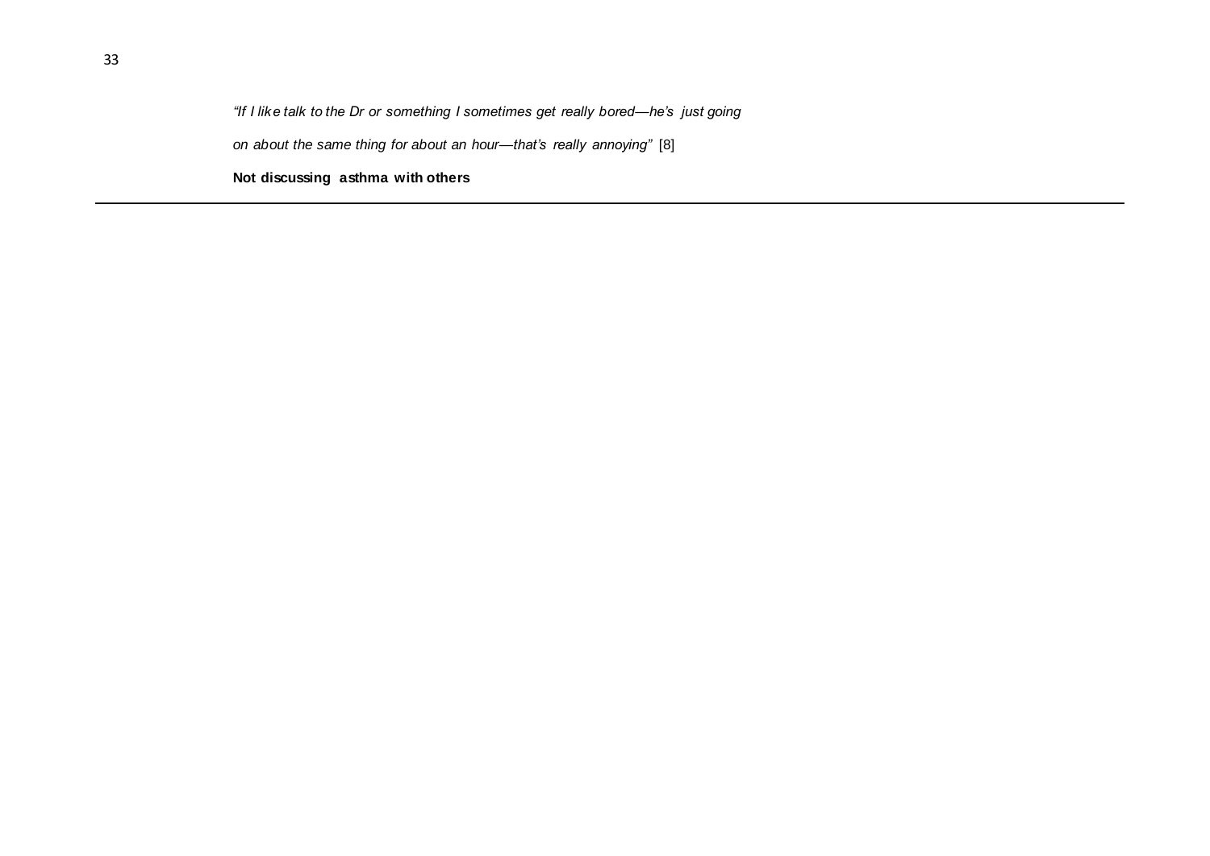*"If I like talk to the Dr or something I sometimes get really bored—he's just going on about the same thing for about an hour—that's really annoying"* [8]

**Not discussing asthma with others**

---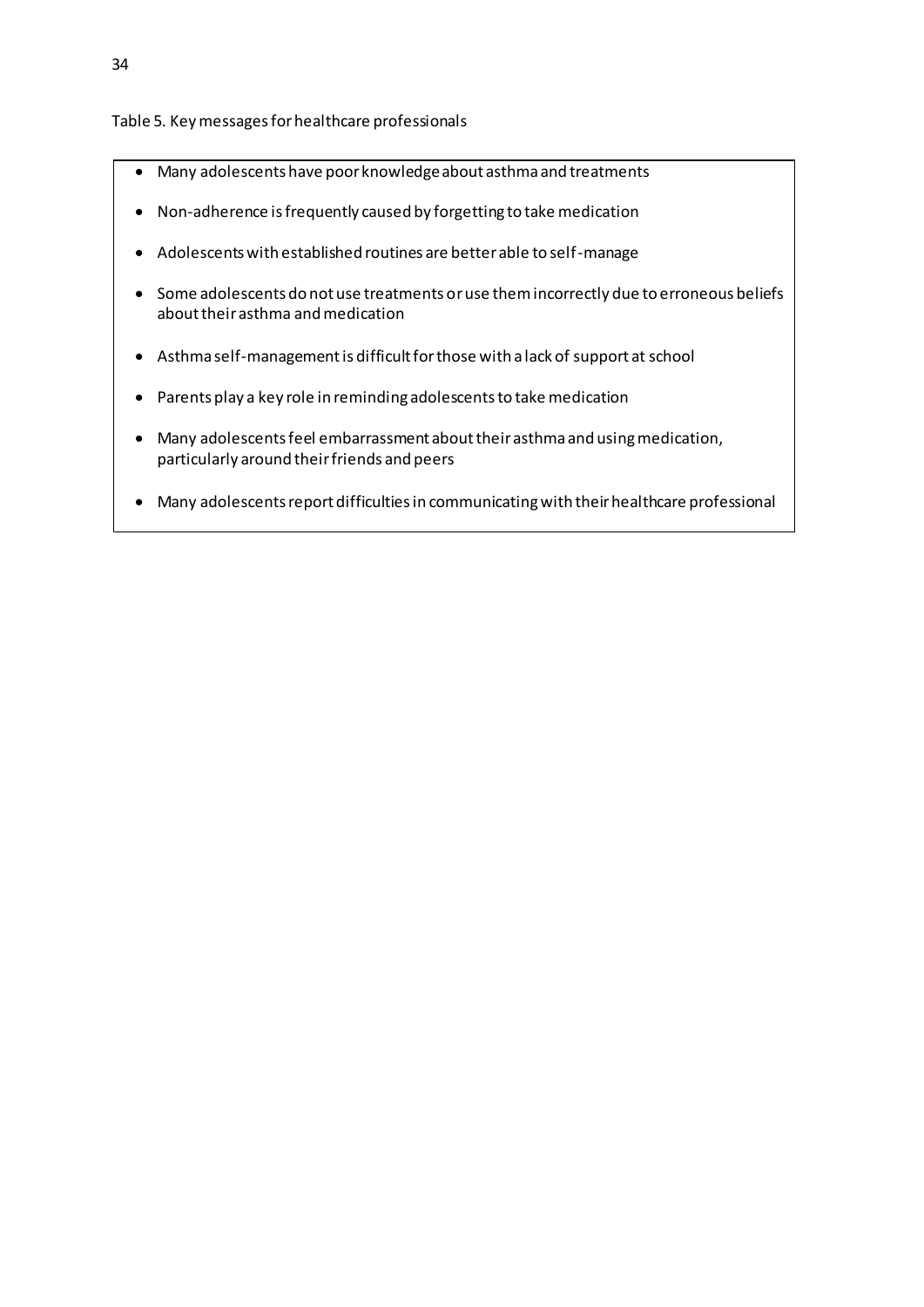Table 5. Key messages for healthcare professionals

- Many adolescents have poor knowledge about asthma and treatments
- Non-adherence is frequently caused by forgetting to take medication
- Adolescents with established routines are better able to self-manage
- Some adolescents do not use treatments or use them incorrectly due to erroneous beliefs about their asthma and medication
- Asthma self-management is difficult for those with a lack of support at school
- Parents play a key role in reminding adolescents to take medication
- Many adolescents feel embarrassment about their asthma and using medication, particularly around their friends and peers
- Many adolescents report difficulties in communicating with their healthcare professional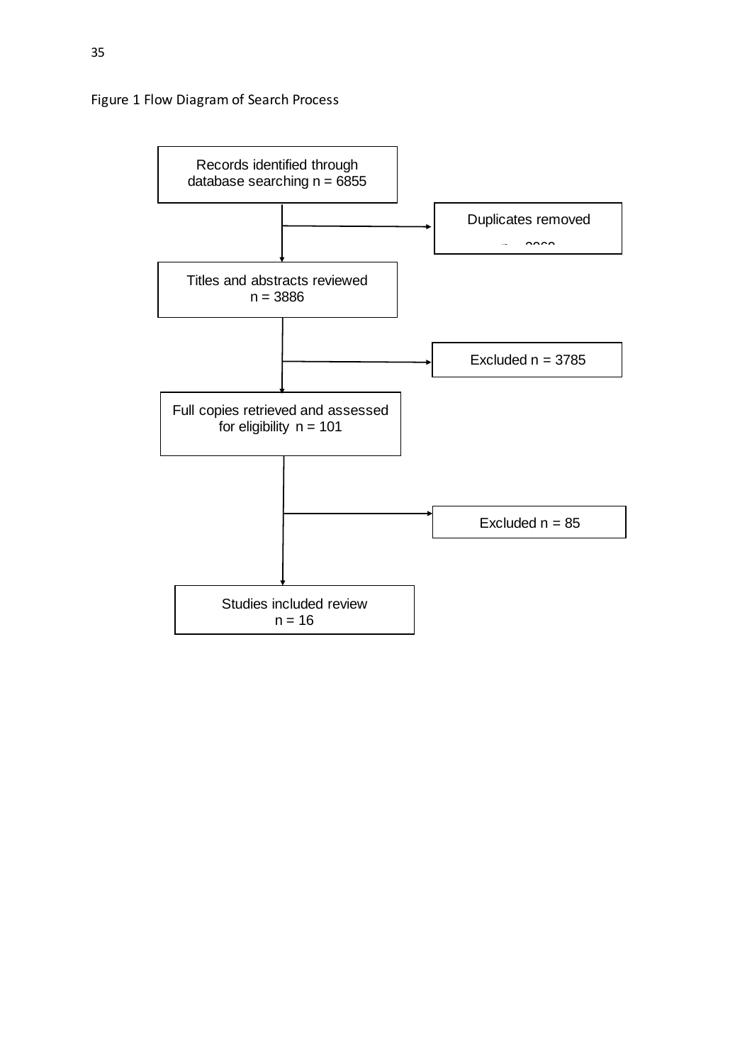Figure 1 Flow Diagram of Search Process

Records identified through database searching n = 6855

Duplicates removed

n = 2969

Titles and abstracts reviewed n = 3886

Excluded n = 3785

Full copies retrieved and assessed for eligibility n = 101

Excluded n = 85

Studies included review n = 16